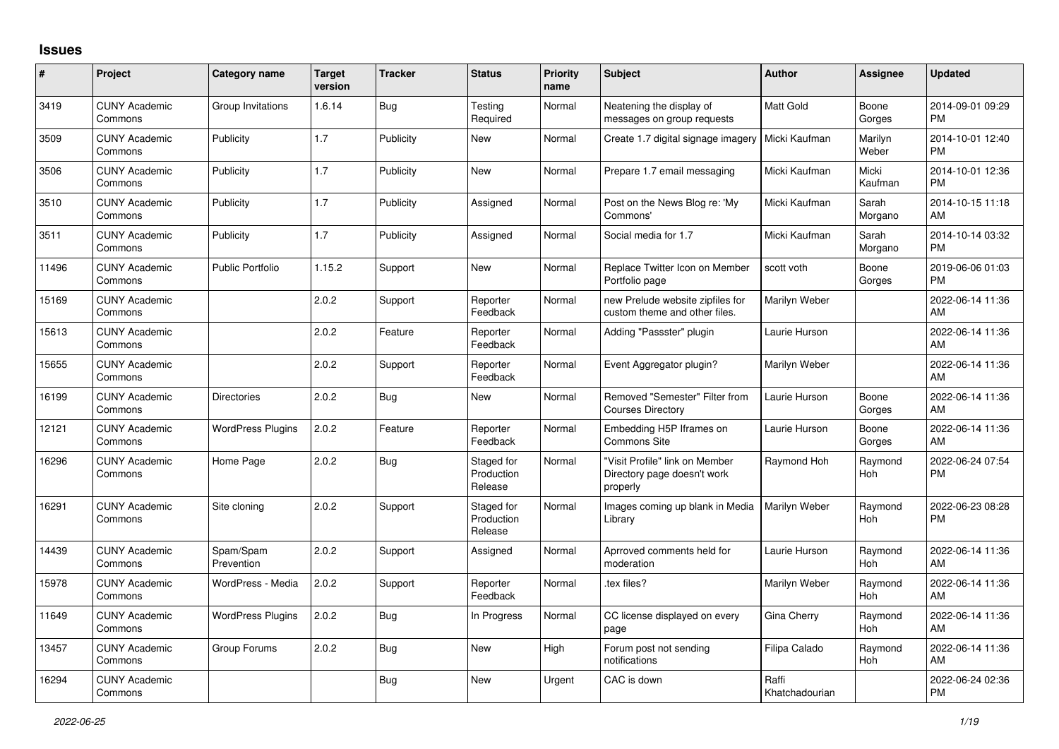# Issues

| # | Project | Category name | Target version | Tracker | Status | Priority name | Subject | Author | Assignee | Updated |
|---|---|---|---|---|---|---|---|---|---|---|
| 3419 | CUNY Academic Commons | Group Invitations | 1.6.14 | Bug | Testing Required | Normal | Neatening the display of messages on group requests | Matt Gold | Boone Gorges | 2014-09-01 09:29 PM |
| 3509 | CUNY Academic Commons | Publicity | 1.7 | Publicity | New | Normal | Create 1.7 digital signage imagery | Micki Kaufman | Marilyn Weber | 2014-10-01 12:40 PM |
| 3506 | CUNY Academic Commons | Publicity | 1.7 | Publicity | New | Normal | Prepare 1.7 email messaging | Micki Kaufman | Micki Kaufman | 2014-10-01 12:36 PM |
| 3510 | CUNY Academic Commons | Publicity | 1.7 | Publicity | Assigned | Normal | Post on the News Blog re: 'My Commons' | Micki Kaufman | Sarah Morgano | 2014-10-15 11:18 AM |
| 3511 | CUNY Academic Commons | Publicity | 1.7 | Publicity | Assigned | Normal | Social media for 1.7 | Micki Kaufman | Sarah Morgano | 2014-10-14 03:32 PM |
| 11496 | CUNY Academic Commons | Public Portfolio | 1.15.2 | Support | New | Normal | Replace Twitter Icon on Member Portfolio page | scott voth | Boone Gorges | 2019-06-06 01:03 PM |
| 15169 | CUNY Academic Commons | | 2.0.2 | Support | Reporter Feedback | Normal | new Prelude website zipfiles for custom theme and other files. | Marilyn Weber | | 2022-06-14 11:36 AM |
| 15613 | CUNY Academic Commons | | 2.0.2 | Feature | Reporter Feedback | Normal | Adding "Passster" plugin | Laurie Hurson | | 2022-06-14 11:36 AM |
| 15655 | CUNY Academic Commons | | 2.0.2 | Support | Reporter Feedback | Normal | Event Aggregator plugin? | Marilyn Weber | | 2022-06-14 11:36 AM |
| 16199 | CUNY Academic Commons | Directories | 2.0.2 | Bug | New | Normal | Removed "Semester" Filter from Courses Directory | Laurie Hurson | Boone Gorges | 2022-06-14 11:36 AM |
| 12121 | CUNY Academic Commons | WordPress Plugins | 2.0.2 | Feature | Reporter Feedback | Normal | Embedding H5P Iframes on Commons Site | Laurie Hurson | Boone Gorges | 2022-06-14 11:36 AM |
| 16296 | CUNY Academic Commons | Home Page | 2.0.2 | Bug | Staged for Production Release | Normal | "Visit Profile" link on Member Directory page doesn't work properly | Raymond Hoh | Raymond Hoh | 2022-06-24 07:54 PM |
| 16291 | CUNY Academic Commons | Site cloning | 2.0.2 | Support | Staged for Production Release | Normal | Images coming up blank in Media Library | Marilyn Weber | Raymond Hoh | 2022-06-23 08:28 PM |
| 14439 | CUNY Academic Commons | Spam/Spam Prevention | 2.0.2 | Support | Assigned | Normal | Aprroved comments held for moderation | Laurie Hurson | Raymond Hoh | 2022-06-14 11:36 AM |
| 15978 | CUNY Academic Commons | WordPress - Media | 2.0.2 | Support | Reporter Feedback | Normal | .tex files? | Marilyn Weber | Raymond Hoh | 2022-06-14 11:36 AM |
| 11649 | CUNY Academic Commons | WordPress Plugins | 2.0.2 | Bug | In Progress | Normal | CC license displayed on every page | Gina Cherry | Raymond Hoh | 2022-06-14 11:36 AM |
| 13457 | CUNY Academic Commons | Group Forums | 2.0.2 | Bug | New | High | Forum post not sending notifications | Filipa Calado | Raymond Hoh | 2022-06-14 11:36 AM |
| 16294 | CUNY Academic Commons | | | Bug | New | Urgent | CAC is down | Raffi Khatchadourian | | 2022-06-24 02:36 PM |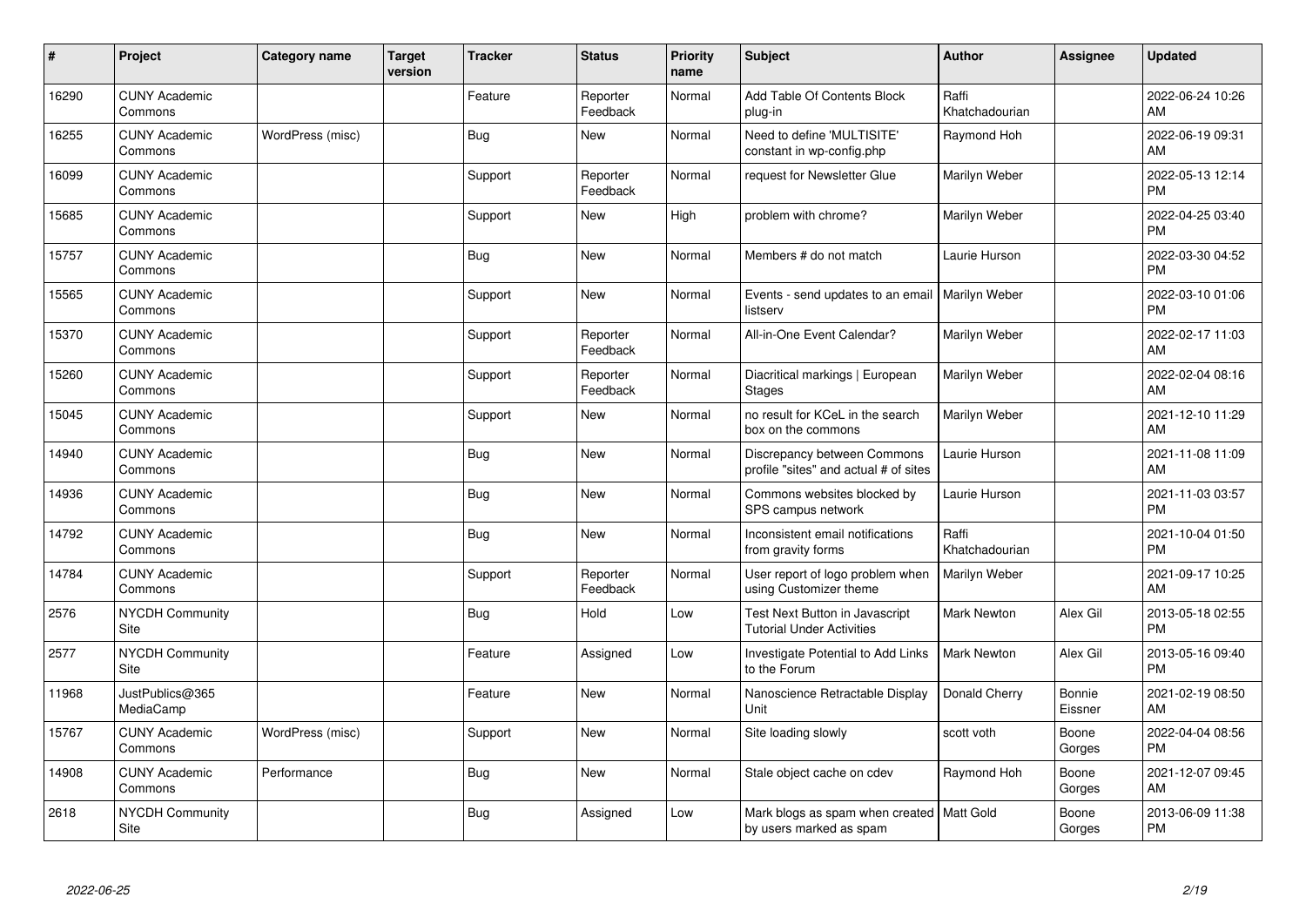| # | Project | Category name | Target version | Tracker | Status | Priority name | Subject | Author | Assignee | Updated |
|---|---|---|---|---|---|---|---|---|---|---|
| 16290 | CUNY Academic Commons | | | Feature | Reporter Feedback | Normal | Add Table Of Contents Block plug-in | Raffi Khatchadourian | | 2022-06-24 10:26 AM |
| 16255 | CUNY Academic Commons | WordPress (misc) | | Bug | New | Normal | Need to define 'MULTISITE' constant in wp-config.php | Raymond Hoh | | 2022-06-19 09:31 AM |
| 16099 | CUNY Academic Commons | | | Support | Reporter Feedback | Normal | request for Newsletter Glue | Marilyn Weber | | 2022-05-13 12:14 PM |
| 15685 | CUNY Academic Commons | | | Support | New | High | problem with chrome? | Marilyn Weber | | 2022-04-25 03:40 PM |
| 15757 | CUNY Academic Commons | | | Bug | New | Normal | Members # do not match | Laurie Hurson | | 2022-03-30 04:52 PM |
| 15565 | CUNY Academic Commons | | | Support | New | Normal | Events - send updates to an email listserv | Marilyn Weber | | 2022-03-10 01:06 PM |
| 15370 | CUNY Academic Commons | | | Support | Reporter Feedback | Normal | All-in-One Event Calendar? | Marilyn Weber | | 2022-02-17 11:03 AM |
| 15260 | CUNY Academic Commons | | | Support | Reporter Feedback | Normal | Diacritical markings \| European Stages | Marilyn Weber | | 2022-02-04 08:16 AM |
| 15045 | CUNY Academic Commons | | | Support | New | Normal | no result for KCeL in the search box on the commons | Marilyn Weber | | 2021-12-10 11:29 AM |
| 14940 | CUNY Academic Commons | | | Bug | New | Normal | Discrepancy between Commons profile "sites" and actual # of sites | Laurie Hurson | | 2021-11-08 11:09 AM |
| 14936 | CUNY Academic Commons | | | Bug | New | Normal | Commons websites blocked by SPS campus network | Laurie Hurson | | 2021-11-03 03:57 PM |
| 14792 | CUNY Academic Commons | | | Bug | New | Normal | Inconsistent email notifications from gravity forms | Raffi Khatchadourian | | 2021-10-04 01:50 PM |
| 14784 | CUNY Academic Commons | | | Support | Reporter Feedback | Normal | User report of logo problem when using Customizer theme | Marilyn Weber | | 2021-09-17 10:25 AM |
| 2576 | NYCDH Community Site | | | Bug | Hold | Low | Test Next Button in Javascript Tutorial Under Activities | Mark Newton | Alex Gil | 2013-05-18 02:55 PM |
| 2577 | NYCDH Community Site | | | Feature | Assigned | Low | Investigate Potential to Add Links to the Forum | Mark Newton | Alex Gil | 2013-05-16 09:40 PM |
| 11968 | JustPublics@365 MediaCamp | | | Feature | New | Normal | Nanoscience Retractable Display Unit | Donald Cherry | Bonnie Eissner | 2021-02-19 08:50 AM |
| 15767 | CUNY Academic Commons | WordPress (misc) | | Support | New | Normal | Site loading slowly | scott voth | Boone Gorges | 2022-04-04 08:56 PM |
| 14908 | CUNY Academic Commons | Performance | | Bug | New | Normal | Stale object cache on cdev | Raymond Hoh | Boone Gorges | 2021-12-07 09:45 AM |
| 2618 | NYCDH Community Site | | | Bug | Assigned | Low | Mark blogs as spam when created by users marked as spam | Matt Gold | Boone Gorges | 2013-06-09 11:38 PM |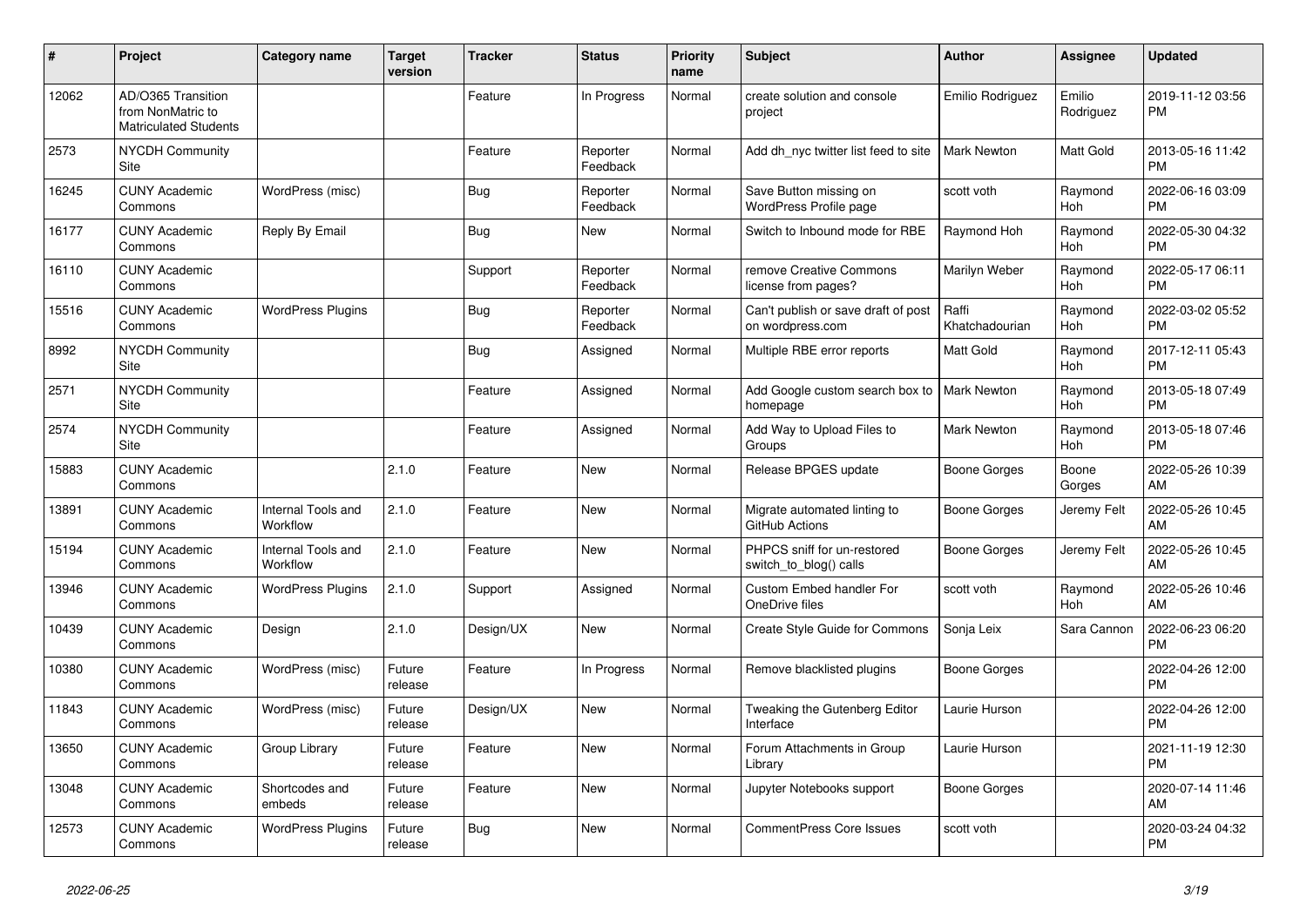| # | Project | Category name | Target version | Tracker | Status | Priority name | Subject | Author | Assignee | Updated |
|---|---|---|---|---|---|---|---|---|---|---|
| 12062 | AD/O365 Transition from NonMatric to Matriculated Students | | | Feature | In Progress | Normal | create solution and console project | Emilio Rodriguez | Emilio Rodriguez | 2019-11-12 03:56 PM |
| 2573 | NYCDH Community Site | | | Feature | Reporter Feedback | Normal | Add dh_nyc twitter list feed to site | Mark Newton | Matt Gold | 2013-05-16 11:42 PM |
| 16245 | CUNY Academic Commons | WordPress (misc) | | Bug | Reporter Feedback | Normal | Save Button missing on WordPress Profile page | scott voth | Raymond Hoh | 2022-06-16 03:09 PM |
| 16177 | CUNY Academic Commons | Reply By Email | | Bug | New | Normal | Switch to Inbound mode for RBE | Raymond Hoh | Raymond Hoh | 2022-05-30 04:32 PM |
| 16110 | CUNY Academic Commons | | | Support | Reporter Feedback | Normal | remove Creative Commons license from pages? | Marilyn Weber | Raymond Hoh | 2022-05-17 06:11 PM |
| 15516 | CUNY Academic Commons | WordPress Plugins | | Bug | Reporter Feedback | Normal | Can't publish or save draft of post on wordpress.com | Raffi Khatchadourian | Raymond Hoh | 2022-03-02 05:52 PM |
| 8992 | NYCDH Community Site | | | Bug | Assigned | Normal | Multiple RBE error reports | Matt Gold | Raymond Hoh | 2017-12-11 05:43 PM |
| 2571 | NYCDH Community Site | | | Feature | Assigned | Normal | Add Google custom search box to homepage | Mark Newton | Raymond Hoh | 2013-05-18 07:49 PM |
| 2574 | NYCDH Community Site | | | Feature | Assigned | Normal | Add Way to Upload Files to Groups | Mark Newton | Raymond Hoh | 2013-05-18 07:46 PM |
| 15883 | CUNY Academic Commons | | 2.1.0 | Feature | New | Normal | Release BPGES update | Boone Gorges | Boone Gorges | 2022-05-26 10:39 AM |
| 13891 | CUNY Academic Commons | Internal Tools and Workflow | 2.1.0 | Feature | New | Normal | Migrate automated linting to GitHub Actions | Boone Gorges | Jeremy Felt | 2022-05-26 10:45 AM |
| 15194 | CUNY Academic Commons | Internal Tools and Workflow | 2.1.0 | Feature | New | Normal | PHPCS sniff for un-restored switch_to_blog() calls | Boone Gorges | Jeremy Felt | 2022-05-26 10:45 AM |
| 13946 | CUNY Academic Commons | WordPress Plugins | 2.1.0 | Support | Assigned | Normal | Custom Embed handler For OneDrive files | scott voth | Raymond Hoh | 2022-05-26 10:46 AM |
| 10439 | CUNY Academic Commons | Design | 2.1.0 | Design/UX | New | Normal | Create Style Guide for Commons | Sonja Leix | Sara Cannon | 2022-06-23 06:20 PM |
| 10380 | CUNY Academic Commons | WordPress (misc) | Future release | Feature | In Progress | Normal | Remove blacklisted plugins | Boone Gorges | | 2022-04-26 12:00 PM |
| 11843 | CUNY Academic Commons | WordPress (misc) | Future release | Design/UX | New | Normal | Tweaking the Gutenberg Editor Interface | Laurie Hurson | | 2022-04-26 12:00 PM |
| 13650 | CUNY Academic Commons | Group Library | Future release | Feature | New | Normal | Forum Attachments in Group Library | Laurie Hurson | | 2021-11-19 12:30 PM |
| 13048 | CUNY Academic Commons | Shortcodes and embeds | Future release | Feature | New | Normal | Jupyter Notebooks support | Boone Gorges | | 2020-07-14 11:46 AM |
| 12573 | CUNY Academic Commons | WordPress Plugins | Future release | Bug | New | Normal | CommentPress Core Issues | scott voth | | 2020-03-24 04:32 PM |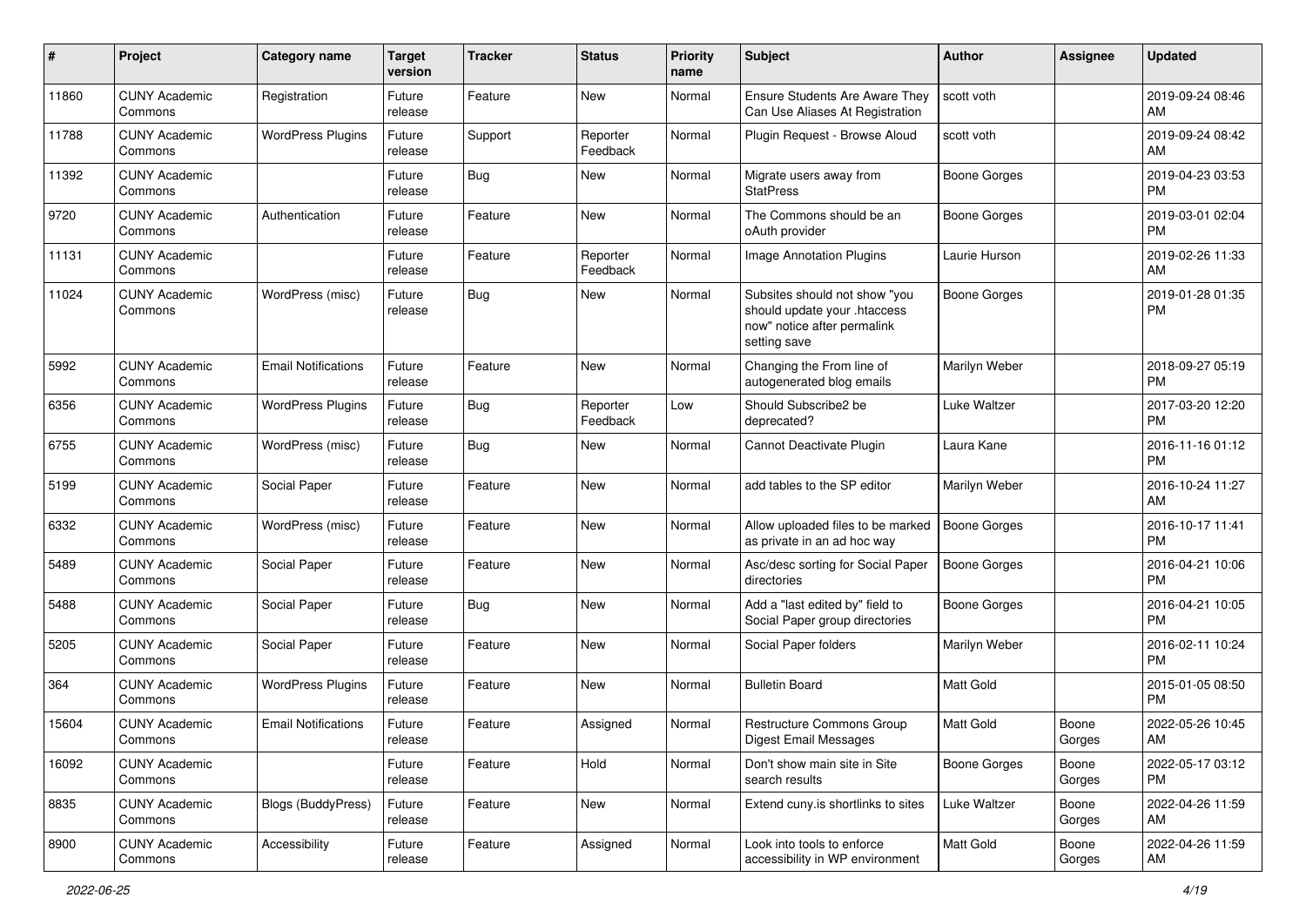| # | Project | Category name | Target version | Tracker | Status | Priority name | Subject | Author | Assignee | Updated |
|---|---|---|---|---|---|---|---|---|---|---|
| 11860 | CUNY Academic Commons | Registration | Future release | Feature | New | Normal | Ensure Students Are Aware They Can Use Aliases At Registration | scott voth | | 2019-09-24 08:46 AM |
| 11788 | CUNY Academic Commons | WordPress Plugins | Future release | Support | Reporter Feedback | Normal | Plugin Request - Browse Aloud | scott voth | | 2019-09-24 08:42 AM |
| 11392 | CUNY Academic Commons | | Future release | Bug | New | Normal | Migrate users away from StatPress | Boone Gorges | | 2019-04-23 03:53 PM |
| 9720 | CUNY Academic Commons | Authentication | Future release | Feature | New | Normal | The Commons should be an oAuth provider | Boone Gorges | | 2019-03-01 02:04 PM |
| 11131 | CUNY Academic Commons | | Future release | Feature | Reporter Feedback | Normal | Image Annotation Plugins | Laurie Hurson | | 2019-02-26 11:33 AM |
| 11024 | CUNY Academic Commons | WordPress (misc) | Future release | Bug | New | Normal | Subsites should not show "you should update your .htaccess now" notice after permalink setting save | Boone Gorges | | 2019-01-28 01:35 PM |
| 5992 | CUNY Academic Commons | Email Notifications | Future release | Feature | New | Normal | Changing the From line of autogenerated blog emails | Marilyn Weber | | 2018-09-27 05:19 PM |
| 6356 | CUNY Academic Commons | WordPress Plugins | Future release | Bug | Reporter Feedback | Low | Should Subscribe2 be deprecated? | Luke Waltzer | | 2017-03-20 12:20 PM |
| 6755 | CUNY Academic Commons | WordPress (misc) | Future release | Bug | New | Normal | Cannot Deactivate Plugin | Laura Kane | | 2016-11-16 01:12 PM |
| 5199 | CUNY Academic Commons | Social Paper | Future release | Feature | New | Normal | add tables to the SP editor | Marilyn Weber | | 2016-10-24 11:27 AM |
| 6332 | CUNY Academic Commons | WordPress (misc) | Future release | Feature | New | Normal | Allow uploaded files to be marked as private in an ad hoc way | Boone Gorges | | 2016-10-17 11:41 PM |
| 5489 | CUNY Academic Commons | Social Paper | Future release | Feature | New | Normal | Asc/desc sorting for Social Paper directories | Boone Gorges | | 2016-04-21 10:06 PM |
| 5488 | CUNY Academic Commons | Social Paper | Future release | Bug | New | Normal | Add a "last edited by" field to Social Paper group directories | Boone Gorges | | 2016-04-21 10:05 PM |
| 5205 | CUNY Academic Commons | Social Paper | Future release | Feature | New | Normal | Social Paper folders | Marilyn Weber | | 2016-02-11 10:24 PM |
| 364 | CUNY Academic Commons | WordPress Plugins | Future release | Feature | New | Normal | Bulletin Board | Matt Gold | | 2015-01-05 08:50 PM |
| 15604 | CUNY Academic Commons | Email Notifications | Future release | Feature | Assigned | Normal | Restructure Commons Group Digest Email Messages | Matt Gold | Boone Gorges | 2022-05-26 10:45 AM |
| 16092 | CUNY Academic Commons | | Future release | Feature | Hold | Normal | Don't show main site in Site search results | Boone Gorges | Boone Gorges | 2022-05-17 03:12 PM |
| 8835 | CUNY Academic Commons | Blogs (BuddyPress) | Future release | Feature | New | Normal | Extend cuny.is shortlinks to sites | Luke Waltzer | Boone Gorges | 2022-04-26 11:59 AM |
| 8900 | CUNY Academic Commons | Accessibility | Future release | Feature | Assigned | Normal | Look into tools to enforce accessibility in WP environment | Matt Gold | Boone Gorges | 2022-04-26 11:59 AM |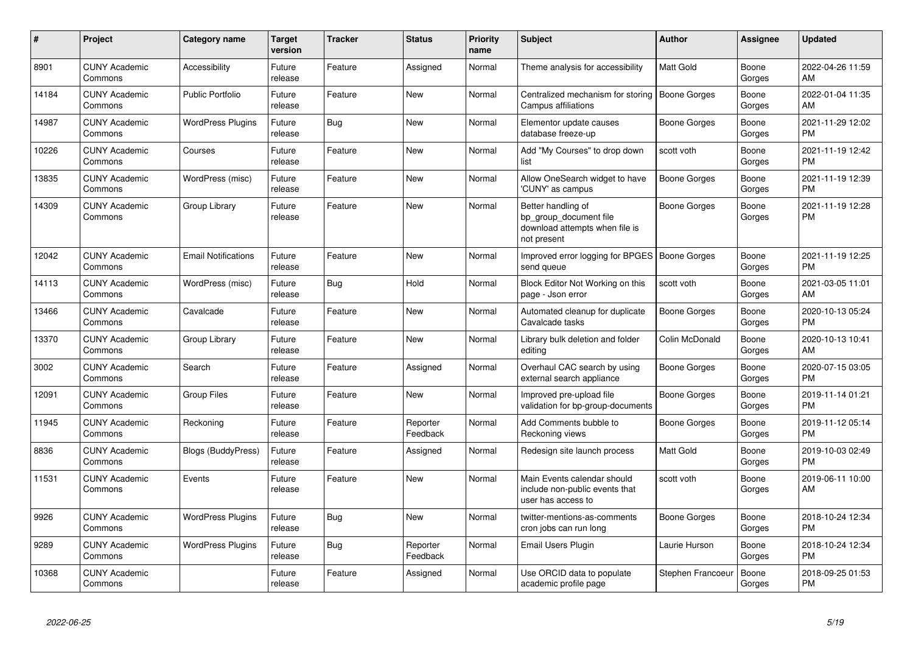| # | Project | Category name | Target version | Tracker | Status | Priority name | Subject | Author | Assignee | Updated |
|---|---|---|---|---|---|---|---|---|---|---|
| 8901 | CUNY Academic Commons | Accessibility | Future release | Feature | Assigned | Normal | Theme analysis for accessibility | Matt Gold | Boone Gorges | 2022-04-26 11:59 AM |
| 14184 | CUNY Academic Commons | Public Portfolio | Future release | Feature | New | Normal | Centralized mechanism for storing Campus affiliations | Boone Gorges | Boone Gorges | 2022-01-04 11:35 AM |
| 14987 | CUNY Academic Commons | WordPress Plugins | Future release | Bug | New | Normal | Elementor update causes database freeze-up | Boone Gorges | Boone Gorges | 2021-11-29 12:02 PM |
| 10226 | CUNY Academic Commons | Courses | Future release | Feature | New | Normal | Add "My Courses" to drop down list | scott voth | Boone Gorges | 2021-11-19 12:42 PM |
| 13835 | CUNY Academic Commons | WordPress (misc) | Future release | Feature | New | Normal | Allow OneSearch widget to have 'CUNY' as campus | Boone Gorges | Boone Gorges | 2021-11-19 12:39 PM |
| 14309 | CUNY Academic Commons | Group Library | Future release | Feature | New | Normal | Better handling of bp_group_document file download attempts when file is not present | Boone Gorges | Boone Gorges | 2021-11-19 12:28 PM |
| 12042 | CUNY Academic Commons | Email Notifications | Future release | Feature | New | Normal | Improved error logging for BPGES send queue | Boone Gorges | Boone Gorges | 2021-11-19 12:25 PM |
| 14113 | CUNY Academic Commons | WordPress (misc) | Future release | Bug | Hold | Normal | Block Editor Not Working on this page - Json error | scott voth | Boone Gorges | 2021-03-05 11:01 AM |
| 13466 | CUNY Academic Commons | Cavalcade | Future release | Feature | New | Normal | Automated cleanup for duplicate Cavalcade tasks | Boone Gorges | Boone Gorges | 2020-10-13 05:24 PM |
| 13370 | CUNY Academic Commons | Group Library | Future release | Feature | New | Normal | Library bulk deletion and folder editing | Colin McDonald | Boone Gorges | 2020-10-13 10:41 AM |
| 3002 | CUNY Academic Commons | Search | Future release | Feature | Assigned | Normal | Overhaul CAC search by using external search appliance | Boone Gorges | Boone Gorges | 2020-07-15 03:05 PM |
| 12091 | CUNY Academic Commons | Group Files | Future release | Feature | New | Normal | Improved pre-upload file validation for bp-group-documents | Boone Gorges | Boone Gorges | 2019-11-14 01:21 PM |
| 11945 | CUNY Academic Commons | Reckoning | Future release | Feature | Reporter Feedback | Normal | Add Comments bubble to Reckoning views | Boone Gorges | Boone Gorges | 2019-11-12 05:14 PM |
| 8836 | CUNY Academic Commons | Blogs (BuddyPress) | Future release | Feature | Assigned | Normal | Redesign site launch process | Matt Gold | Boone Gorges | 2019-10-03 02:49 PM |
| 11531 | CUNY Academic Commons | Events | Future release | Feature | New | Normal | Main Events calendar should include non-public events that user has access to | scott voth | Boone Gorges | 2019-06-11 10:00 AM |
| 9926 | CUNY Academic Commons | WordPress Plugins | Future release | Bug | New | Normal | twitter-mentions-as-comments cron jobs can run long | Boone Gorges | Boone Gorges | 2018-10-24 12:34 PM |
| 9289 | CUNY Academic Commons | WordPress Plugins | Future release | Bug | Reporter Feedback | Normal | Email Users Plugin | Laurie Hurson | Boone Gorges | 2018-10-24 12:34 PM |
| 10368 | CUNY Academic Commons | | Future release | Feature | Assigned | Normal | Use ORCID data to populate academic profile page | Stephen Francoeur | Boone Gorges | 2018-09-25 01:53 PM |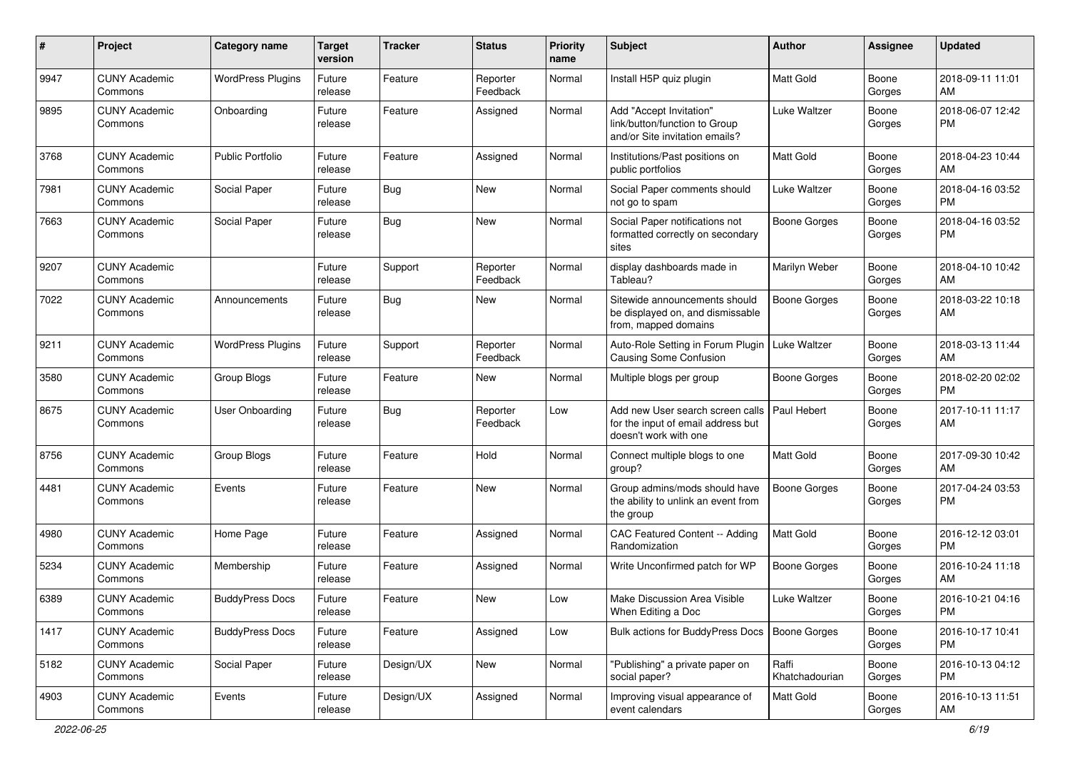| # | Project | Category name | Target version | Tracker | Status | Priority name | Subject | Author | Assignee | Updated |
|---|---|---|---|---|---|---|---|---|---|---|
| 9947 | CUNY Academic Commons | WordPress Plugins | Future release | Feature | Reporter Feedback | Normal | Install H5P quiz plugin | Matt Gold | Boone Gorges | 2018-09-11 11:01 AM |
| 9895 | CUNY Academic Commons | Onboarding | Future release | Feature | Assigned | Normal | Add "Accept Invitation" link/button/function to Group and/or Site invitation emails? | Luke Waltzer | Boone Gorges | 2018-06-07 12:42 PM |
| 3768 | CUNY Academic Commons | Public Portfolio | Future release | Feature | Assigned | Normal | Institutions/Past positions on public portfolios | Matt Gold | Boone Gorges | 2018-04-23 10:44 AM |
| 7981 | CUNY Academic Commons | Social Paper | Future release | Bug | New | Normal | Social Paper comments should not go to spam | Luke Waltzer | Boone Gorges | 2018-04-16 03:52 PM |
| 7663 | CUNY Academic Commons | Social Paper | Future release | Bug | New | Normal | Social Paper notifications not formatted correctly on secondary sites | Boone Gorges | Boone Gorges | 2018-04-16 03:52 PM |
| 9207 | CUNY Academic Commons | | Future release | Support | Reporter Feedback | Normal | display dashboards made in Tableau? | Marilyn Weber | Boone Gorges | 2018-04-10 10:42 AM |
| 7022 | CUNY Academic Commons | Announcements | Future release | Bug | New | Normal | Sitewide announcements should be displayed on, and dismissable from, mapped domains | Boone Gorges | Boone Gorges | 2018-03-22 10:18 AM |
| 9211 | CUNY Academic Commons | WordPress Plugins | Future release | Support | Reporter Feedback | Normal | Auto-Role Setting in Forum Plugin Causing Some Confusion | Luke Waltzer | Boone Gorges | 2018-03-13 11:44 AM |
| 3580 | CUNY Academic Commons | Group Blogs | Future release | Feature | New | Normal | Multiple blogs per group | Boone Gorges | Boone Gorges | 2018-02-20 02:02 PM |
| 8675 | CUNY Academic Commons | User Onboarding | Future release | Bug | Reporter Feedback | Low | Add new User search screen calls for the input of email address but doesn't work with one | Paul Hebert | Boone Gorges | 2017-10-11 11:17 AM |
| 8756 | CUNY Academic Commons | Group Blogs | Future release | Feature | Hold | Normal | Connect multiple blogs to one group? | Matt Gold | Boone Gorges | 2017-09-30 10:42 AM |
| 4481 | CUNY Academic Commons | Events | Future release | Feature | New | Normal | Group admins/mods should have the ability to unlink an event from the group | Boone Gorges | Boone Gorges | 2017-04-24 03:53 PM |
| 4980 | CUNY Academic Commons | Home Page | Future release | Feature | Assigned | Normal | CAC Featured Content -- Adding Randomization | Matt Gold | Boone Gorges | 2016-12-12 03:01 PM |
| 5234 | CUNY Academic Commons | Membership | Future release | Feature | Assigned | Normal | Write Unconfirmed patch for WP | Boone Gorges | Boone Gorges | 2016-10-24 11:18 AM |
| 6389 | CUNY Academic Commons | BuddyPress Docs | Future release | Feature | New | Low | Make Discussion Area Visible When Editing a Doc | Luke Waltzer | Boone Gorges | 2016-10-21 04:16 PM |
| 1417 | CUNY Academic Commons | BuddyPress Docs | Future release | Feature | Assigned | Low | Bulk actions for BuddyPress Docs | Boone Gorges | Boone Gorges | 2016-10-17 10:41 PM |
| 5182 | CUNY Academic Commons | Social Paper | Future release | Design/UX | New | Normal | "Publishing" a private paper on social paper? | Raffi Khatchadourian | Boone Gorges | 2016-10-13 04:12 PM |
| 4903 | CUNY Academic Commons | Events | Future release | Design/UX | Assigned | Normal | Improving visual appearance of event calendars | Matt Gold | Boone Gorges | 2016-10-13 11:51 AM |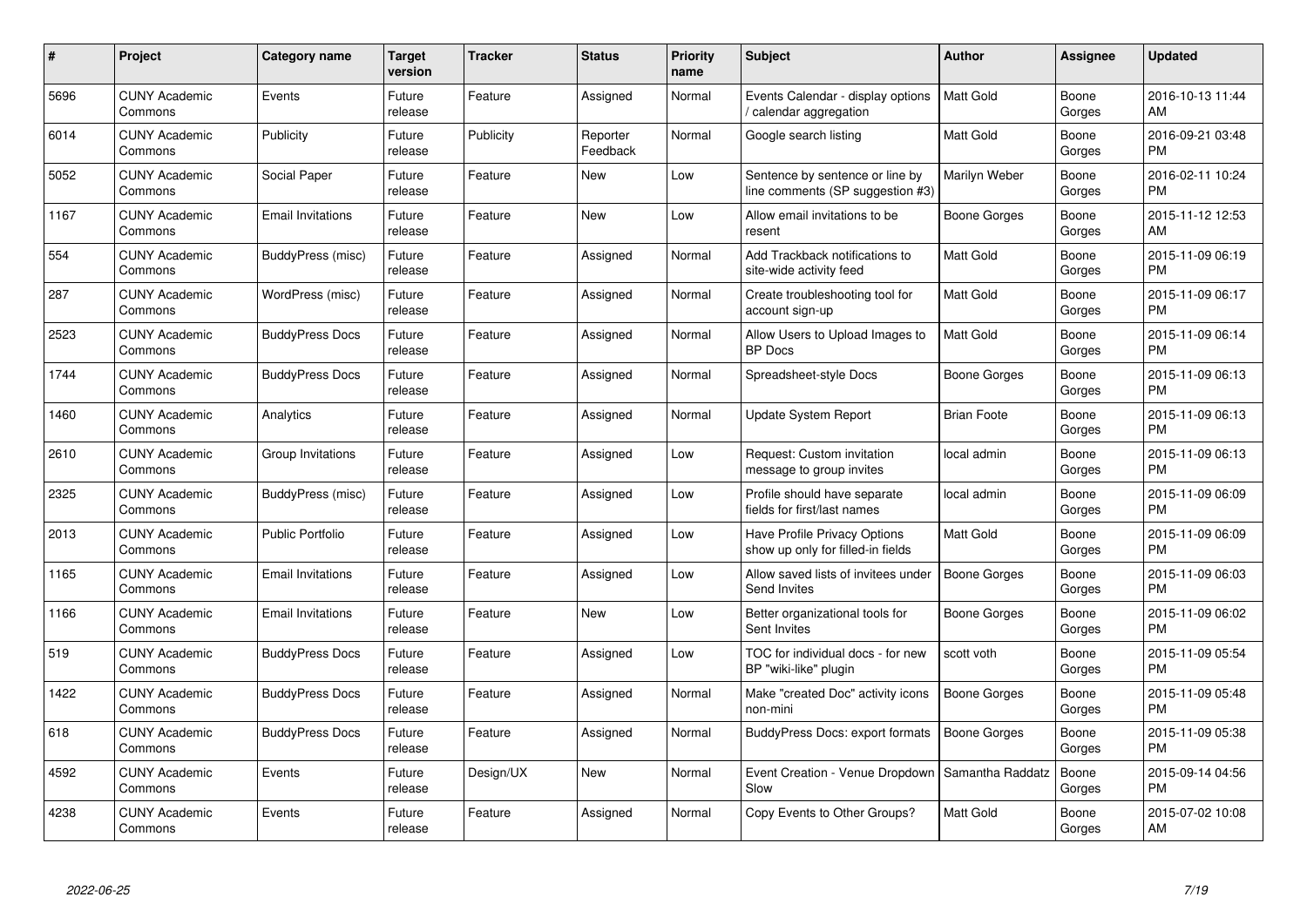| # | Project | Category name | Target version | Tracker | Status | Priority name | Subject | Author | Assignee | Updated |
|---|---|---|---|---|---|---|---|---|---|---|
| 5696 | CUNY Academic Commons | Events | Future release | Feature | Assigned | Normal | Events Calendar - display options / calendar aggregation | Matt Gold | Boone Gorges | 2016-10-13 11:44 AM |
| 6014 | CUNY Academic Commons | Publicity | Future release | Publicity | Reporter Feedback | Normal | Google search listing | Matt Gold | Boone Gorges | 2016-09-21 03:48 PM |
| 5052 | CUNY Academic Commons | Social Paper | Future release | Feature | New | Low | Sentence by sentence or line by line comments (SP suggestion #3) | Marilyn Weber | Boone Gorges | 2016-02-11 10:24 PM |
| 1167 | CUNY Academic Commons | Email Invitations | Future release | Feature | New | Low | Allow email invitations to be resent | Boone Gorges | Boone Gorges | 2015-11-12 12:53 AM |
| 554 | CUNY Academic Commons | BuddyPress (misc) | Future release | Feature | Assigned | Normal | Add Trackback notifications to site-wide activity feed | Matt Gold | Boone Gorges | 2015-11-09 06:19 PM |
| 287 | CUNY Academic Commons | WordPress (misc) | Future release | Feature | Assigned | Normal | Create troubleshooting tool for account sign-up | Matt Gold | Boone Gorges | 2015-11-09 06:17 PM |
| 2523 | CUNY Academic Commons | BuddyPress Docs | Future release | Feature | Assigned | Normal | Allow Users to Upload Images to BP Docs | Matt Gold | Boone Gorges | 2015-11-09 06:14 PM |
| 1744 | CUNY Academic Commons | BuddyPress Docs | Future release | Feature | Assigned | Normal | Spreadsheet-style Docs | Boone Gorges | Boone Gorges | 2015-11-09 06:13 PM |
| 1460 | CUNY Academic Commons | Analytics | Future release | Feature | Assigned | Normal | Update System Report | Brian Foote | Boone Gorges | 2015-11-09 06:13 PM |
| 2610 | CUNY Academic Commons | Group Invitations | Future release | Feature | Assigned | Low | Request: Custom invitation message to group invites | local admin | Boone Gorges | 2015-11-09 06:13 PM |
| 2325 | CUNY Academic Commons | BuddyPress (misc) | Future release | Feature | Assigned | Low | Profile should have separate fields for first/last names | local admin | Boone Gorges | 2015-11-09 06:09 PM |
| 2013 | CUNY Academic Commons | Public Portfolio | Future release | Feature | Assigned | Low | Have Profile Privacy Options show up only for filled-in fields | Matt Gold | Boone Gorges | 2015-11-09 06:09 PM |
| 1165 | CUNY Academic Commons | Email Invitations | Future release | Feature | Assigned | Low | Allow saved lists of invitees under Send Invites | Boone Gorges | Boone Gorges | 2015-11-09 06:03 PM |
| 1166 | CUNY Academic Commons | Email Invitations | Future release | Feature | New | Low | Better organizational tools for Sent Invites | Boone Gorges | Boone Gorges | 2015-11-09 06:02 PM |
| 519 | CUNY Academic Commons | BuddyPress Docs | Future release | Feature | Assigned | Low | TOC for individual docs - for new BP "wiki-like" plugin | scott voth | Boone Gorges | 2015-11-09 05:54 PM |
| 1422 | CUNY Academic Commons | BuddyPress Docs | Future release | Feature | Assigned | Normal | Make "created Doc" activity icons non-mini | Boone Gorges | Boone Gorges | 2015-11-09 05:48 PM |
| 618 | CUNY Academic Commons | BuddyPress Docs | Future release | Feature | Assigned | Normal | BuddyPress Docs: export formats | Boone Gorges | Boone Gorges | 2015-11-09 05:38 PM |
| 4592 | CUNY Academic Commons | Events | Future release | Design/UX | New | Normal | Event Creation - Venue Dropdown Slow | Samantha Raddatz | Boone Gorges | 2015-09-14 04:56 PM |
| 4238 | CUNY Academic Commons | Events | Future release | Feature | Assigned | Normal | Copy Events to Other Groups? | Matt Gold | Boone Gorges | 2015-07-02 10:08 AM |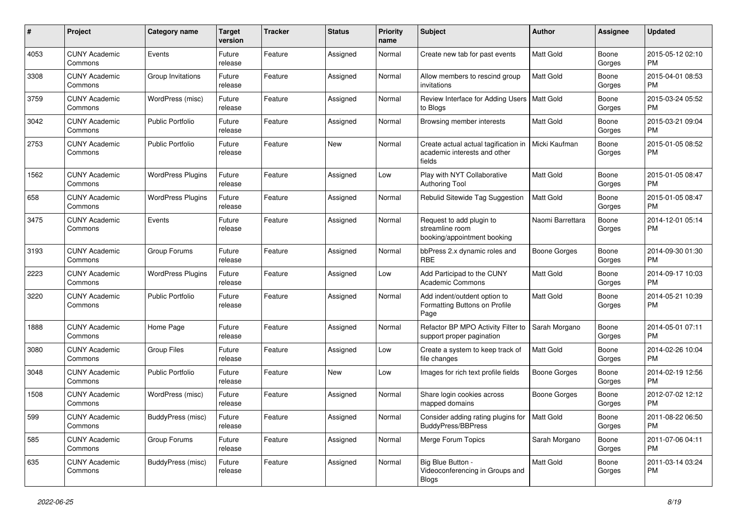| # | Project | Category name | Target version | Tracker | Status | Priority name | Subject | Author | Assignee | Updated |
|---|---|---|---|---|---|---|---|---|---|---|
| 4053 | CUNY Academic Commons | Events | Future release | Feature | Assigned | Normal | Create new tab for past events | Matt Gold | Boone Gorges | 2015-05-12 02:10 PM |
| 3308 | CUNY Academic Commons | Group Invitations | Future release | Feature | Assigned | Normal | Allow members to rescind group invitations | Matt Gold | Boone Gorges | 2015-04-01 08:53 PM |
| 3759 | CUNY Academic Commons | WordPress (misc) | Future release | Feature | Assigned | Normal | Review Interface for Adding Users to Blogs | Matt Gold | Boone Gorges | 2015-03-24 05:52 PM |
| 3042 | CUNY Academic Commons | Public Portfolio | Future release | Feature | Assigned | Normal | Browsing member interests | Matt Gold | Boone Gorges | 2015-03-21 09:04 PM |
| 2753 | CUNY Academic Commons | Public Portfolio | Future release | Feature | New | Normal | Create actual actual tagification in academic interests and other fields | Micki Kaufman | Boone Gorges | 2015-01-05 08:52 PM |
| 1562 | CUNY Academic Commons | WordPress Plugins | Future release | Feature | Assigned | Low | Play with NYT Collaborative Authoring Tool | Matt Gold | Boone Gorges | 2015-01-05 08:47 PM |
| 658 | CUNY Academic Commons | WordPress Plugins | Future release | Feature | Assigned | Normal | Rebulid Sitewide Tag Suggestion | Matt Gold | Boone Gorges | 2015-01-05 08:47 PM |
| 3475 | CUNY Academic Commons | Events | Future release | Feature | Assigned | Normal | Request to add plugin to streamline room booking/appointment booking | Naomi Barrettara | Boone Gorges | 2014-12-01 05:14 PM |
| 3193 | CUNY Academic Commons | Group Forums | Future release | Feature | Assigned | Normal | bbPress 2.x dynamic roles and RBE | Boone Gorges | Boone Gorges | 2014-09-30 01:30 PM |
| 2223 | CUNY Academic Commons | WordPress Plugins | Future release | Feature | Assigned | Low | Add Participad to the CUNY Academic Commons | Matt Gold | Boone Gorges | 2014-09-17 10:03 PM |
| 3220 | CUNY Academic Commons | Public Portfolio | Future release | Feature | Assigned | Normal | Add indent/outdent option to Formatting Buttons on Profile Page | Matt Gold | Boone Gorges | 2014-05-21 10:39 PM |
| 1888 | CUNY Academic Commons | Home Page | Future release | Feature | Assigned | Normal | Refactor BP MPO Activity Filter to support proper pagination | Sarah Morgano | Boone Gorges | 2014-05-01 07:11 PM |
| 3080 | CUNY Academic Commons | Group Files | Future release | Feature | Assigned | Low | Create a system to keep track of file changes | Matt Gold | Boone Gorges | 2014-02-26 10:04 PM |
| 3048 | CUNY Academic Commons | Public Portfolio | Future release | Feature | New | Low | Images for rich text profile fields | Boone Gorges | Boone Gorges | 2014-02-19 12:56 PM |
| 1508 | CUNY Academic Commons | WordPress (misc) | Future release | Feature | Assigned | Normal | Share login cookies across mapped domains | Boone Gorges | Boone Gorges | 2012-07-02 12:12 PM |
| 599 | CUNY Academic Commons | BuddyPress (misc) | Future release | Feature | Assigned | Normal | Consider adding rating plugins for BuddyPress/BBPress | Matt Gold | Boone Gorges | 2011-08-22 06:50 PM |
| 585 | CUNY Academic Commons | Group Forums | Future release | Feature | Assigned | Normal | Merge Forum Topics | Sarah Morgano | Boone Gorges | 2011-07-06 04:11 PM |
| 635 | CUNY Academic Commons | BuddyPress (misc) | Future release | Feature | Assigned | Normal | Big Blue Button - Videoconferencing in Groups and Blogs | Matt Gold | Boone Gorges | 2011-03-14 03:24 PM |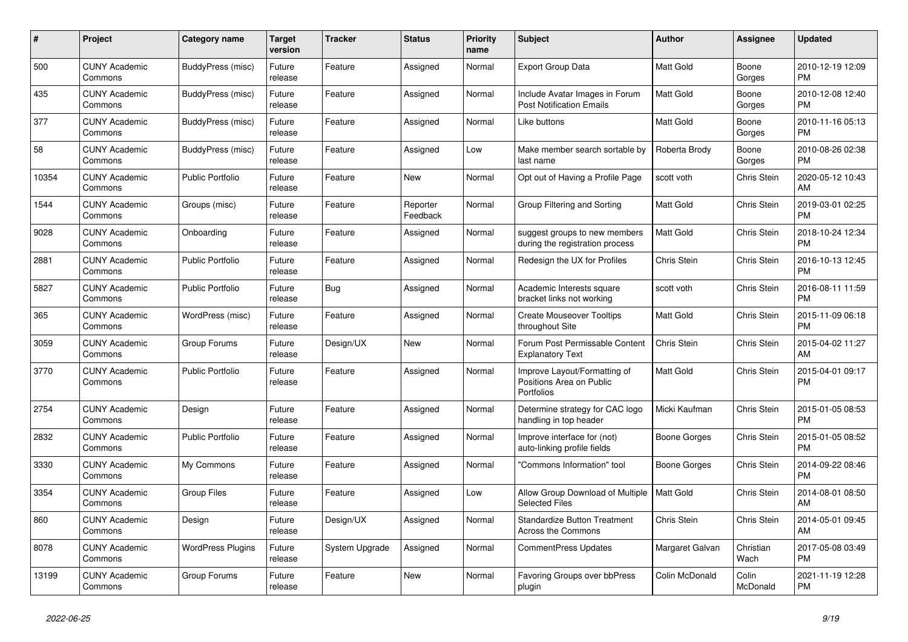| # | Project | Category name | Target version | Tracker | Status | Priority name | Subject | Author | Assignee | Updated |
|---|---|---|---|---|---|---|---|---|---|---|
| 500 | CUNY Academic Commons | BuddyPress (misc) | Future release | Feature | Assigned | Normal | Export Group Data | Matt Gold | Boone Gorges | 2010-12-19 12:09 PM |
| 435 | CUNY Academic Commons | BuddyPress (misc) | Future release | Feature | Assigned | Normal | Include Avatar Images in Forum Post Notification Emails | Matt Gold | Boone Gorges | 2010-12-08 12:40 PM |
| 377 | CUNY Academic Commons | BuddyPress (misc) | Future release | Feature | Assigned | Normal | Like buttons | Matt Gold | Boone Gorges | 2010-11-16 05:13 PM |
| 58 | CUNY Academic Commons | BuddyPress (misc) | Future release | Feature | Assigned | Low | Make member search sortable by last name | Roberta Brody | Boone Gorges | 2010-08-26 02:38 PM |
| 10354 | CUNY Academic Commons | Public Portfolio | Future release | Feature | New | Normal | Opt out of Having a Profile Page | scott voth | Chris Stein | 2020-05-12 10:43 AM |
| 1544 | CUNY Academic Commons | Groups (misc) | Future release | Feature | Reporter Feedback | Normal | Group Filtering and Sorting | Matt Gold | Chris Stein | 2019-03-01 02:25 PM |
| 9028 | CUNY Academic Commons | Onboarding | Future release | Feature | Assigned | Normal | suggest groups to new members during the registration process | Matt Gold | Chris Stein | 2018-10-24 12:34 PM |
| 2881 | CUNY Academic Commons | Public Portfolio | Future release | Feature | Assigned | Normal | Redesign the UX for Profiles | Chris Stein | Chris Stein | 2016-10-13 12:45 PM |
| 5827 | CUNY Academic Commons | Public Portfolio | Future release | Bug | Assigned | Normal | Academic Interests square bracket links not working | scott voth | Chris Stein | 2016-08-11 11:59 PM |
| 365 | CUNY Academic Commons | WordPress (misc) | Future release | Feature | Assigned | Normal | Create Mouseover Tooltips throughout Site | Matt Gold | Chris Stein | 2015-11-09 06:18 PM |
| 3059 | CUNY Academic Commons | Group Forums | Future release | Design/UX | New | Normal | Forum Post Permissable Content Explanatory Text | Chris Stein | Chris Stein | 2015-04-02 11:27 AM |
| 3770 | CUNY Academic Commons | Public Portfolio | Future release | Feature | Assigned | Normal | Improve Layout/Formatting of Positions Area on Public Portfolios | Matt Gold | Chris Stein | 2015-04-01 09:17 PM |
| 2754 | CUNY Academic Commons | Design | Future release | Feature | Assigned | Normal | Determine strategy for CAC logo handling in top header | Micki Kaufman | Chris Stein | 2015-01-05 08:53 PM |
| 2832 | CUNY Academic Commons | Public Portfolio | Future release | Feature | Assigned | Normal | Improve interface for (not) auto-linking profile fields | Boone Gorges | Chris Stein | 2015-01-05 08:52 PM |
| 3330 | CUNY Academic Commons | My Commons | Future release | Feature | Assigned | Normal | "Commons Information" tool | Boone Gorges | Chris Stein | 2014-09-22 08:46 PM |
| 3354 | CUNY Academic Commons | Group Files | Future release | Feature | Assigned | Low | Allow Group Download of Multiple Selected Files | Matt Gold | Chris Stein | 2014-08-01 08:50 AM |
| 860 | CUNY Academic Commons | Design | Future release | Design/UX | Assigned | Normal | Standardize Button Treatment Across the Commons | Chris Stein | Chris Stein | 2014-05-01 09:45 AM |
| 8078 | CUNY Academic Commons | WordPress Plugins | Future release | System Upgrade | Assigned | Normal | CommentPress Updates | Margaret Galvan | Christian Wach | 2017-05-08 03:49 PM |
| 13199 | CUNY Academic Commons | Group Forums | Future release | Feature | New | Normal | Favoring Groups over bbPress plugin | Colin McDonald | Colin McDonald | 2021-11-19 12:28 PM |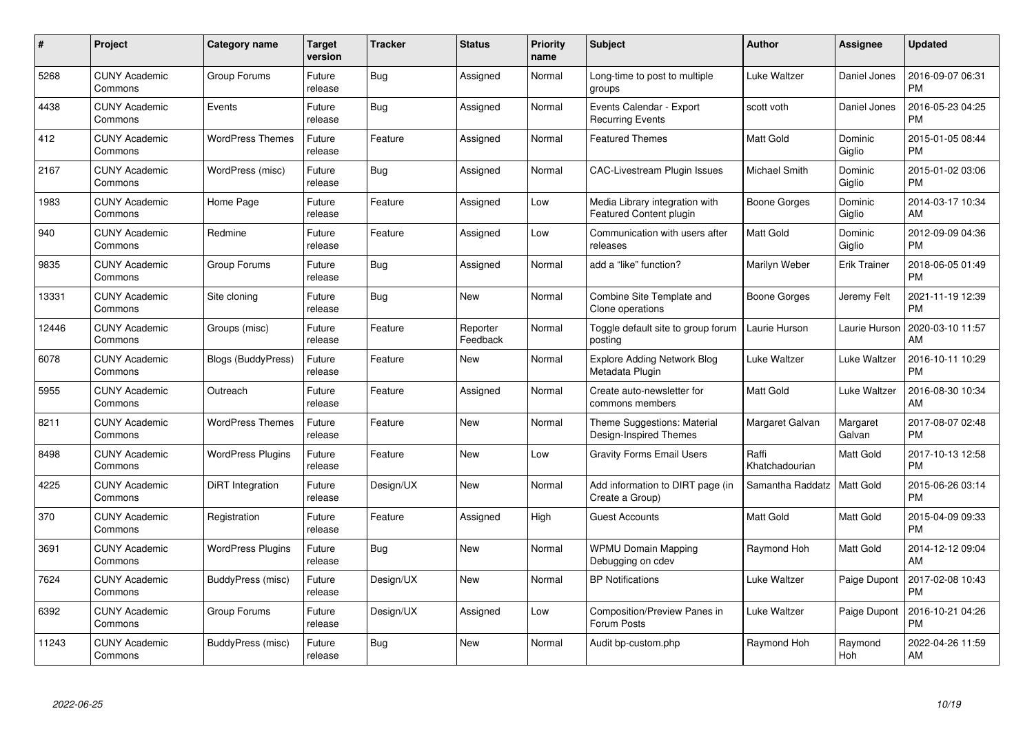| # | Project | Category name | Target version | Tracker | Status | Priority name | Subject | Author | Assignee | Updated |
| --- | --- | --- | --- | --- | --- | --- | --- | --- | --- | --- |
| 5268 | CUNY Academic Commons | Group Forums | Future release | Bug | Assigned | Normal | Long-time to post to multiple groups | Luke Waltzer | Daniel Jones | 2016-09-07 06:31 PM |
| 4438 | CUNY Academic Commons | Events | Future release | Bug | Assigned | Normal | Events Calendar - Export Recurring Events | scott voth | Daniel Jones | 2016-05-23 04:25 PM |
| 412 | CUNY Academic Commons | WordPress Themes | Future release | Feature | Assigned | Normal | Featured Themes | Matt Gold | Dominic Giglio | 2015-01-05 08:44 PM |
| 2167 | CUNY Academic Commons | WordPress (misc) | Future release | Bug | Assigned | Normal | CAC-Livestream Plugin Issues | Michael Smith | Dominic Giglio | 2015-01-02 03:06 PM |
| 1983 | CUNY Academic Commons | Home Page | Future release | Feature | Assigned | Low | Media Library integration with Featured Content plugin | Boone Gorges | Dominic Giglio | 2014-03-17 10:34 AM |
| 940 | CUNY Academic Commons | Redmine | Future release | Feature | Assigned | Low | Communication with users after releases | Matt Gold | Dominic Giglio | 2012-09-09 04:36 PM |
| 9835 | CUNY Academic Commons | Group Forums | Future release | Bug | Assigned | Normal | add a "like" function? | Marilyn Weber | Erik Trainer | 2018-06-05 01:49 PM |
| 13331 | CUNY Academic Commons | Site cloning | Future release | Bug | New | Normal | Combine Site Template and Clone operations | Boone Gorges | Jeremy Felt | 2021-11-19 12:39 PM |
| 12446 | CUNY Academic Commons | Groups (misc) | Future release | Feature | Reporter Feedback | Normal | Toggle default site to group forum posting | Laurie Hurson | Laurie Hurson | 2020-03-10 11:57 AM |
| 6078 | CUNY Academic Commons | Blogs (BuddyPress) | Future release | Feature | New | Normal | Explore Adding Network Blog Metadata Plugin | Luke Waltzer | Luke Waltzer | 2016-10-11 10:29 PM |
| 5955 | CUNY Academic Commons | Outreach | Future release | Feature | Assigned | Normal | Create auto-newsletter for commons members | Matt Gold | Luke Waltzer | 2016-08-30 10:34 AM |
| 8211 | CUNY Academic Commons | WordPress Themes | Future release | Feature | New | Normal | Theme Suggestions: Material Design-Inspired Themes | Margaret Galvan | Margaret Galvan | 2017-08-07 02:48 PM |
| 8498 | CUNY Academic Commons | WordPress Plugins | Future release | Feature | New | Low | Gravity Forms Email Users | Raffi Khatchadourian | Matt Gold | 2017-10-13 12:58 PM |
| 4225 | CUNY Academic Commons | DiRT Integration | Future release | Design/UX | New | Normal | Add information to DIRT page (in Create a Group) | Samantha Raddatz | Matt Gold | 2015-06-26 03:14 PM |
| 370 | CUNY Academic Commons | Registration | Future release | Feature | Assigned | High | Guest Accounts | Matt Gold | Matt Gold | 2015-04-09 09:33 PM |
| 3691 | CUNY Academic Commons | WordPress Plugins | Future release | Bug | New | Normal | WPMU Domain Mapping Debugging on cdev | Raymond Hoh | Matt Gold | 2014-12-12 09:04 AM |
| 7624 | CUNY Academic Commons | BuddyPress (misc) | Future release | Design/UX | New | Normal | BP Notifications | Luke Waltzer | Paige Dupont | 2017-02-08 10:43 PM |
| 6392 | CUNY Academic Commons | Group Forums | Future release | Design/UX | Assigned | Low | Composition/Preview Panes in Forum Posts | Luke Waltzer | Paige Dupont | 2016-10-21 04:26 PM |
| 11243 | CUNY Academic Commons | BuddyPress (misc) | Future release | Bug | New | Normal | Audit bp-custom.php | Raymond Hoh | Raymond Hoh | 2022-04-26 11:59 AM |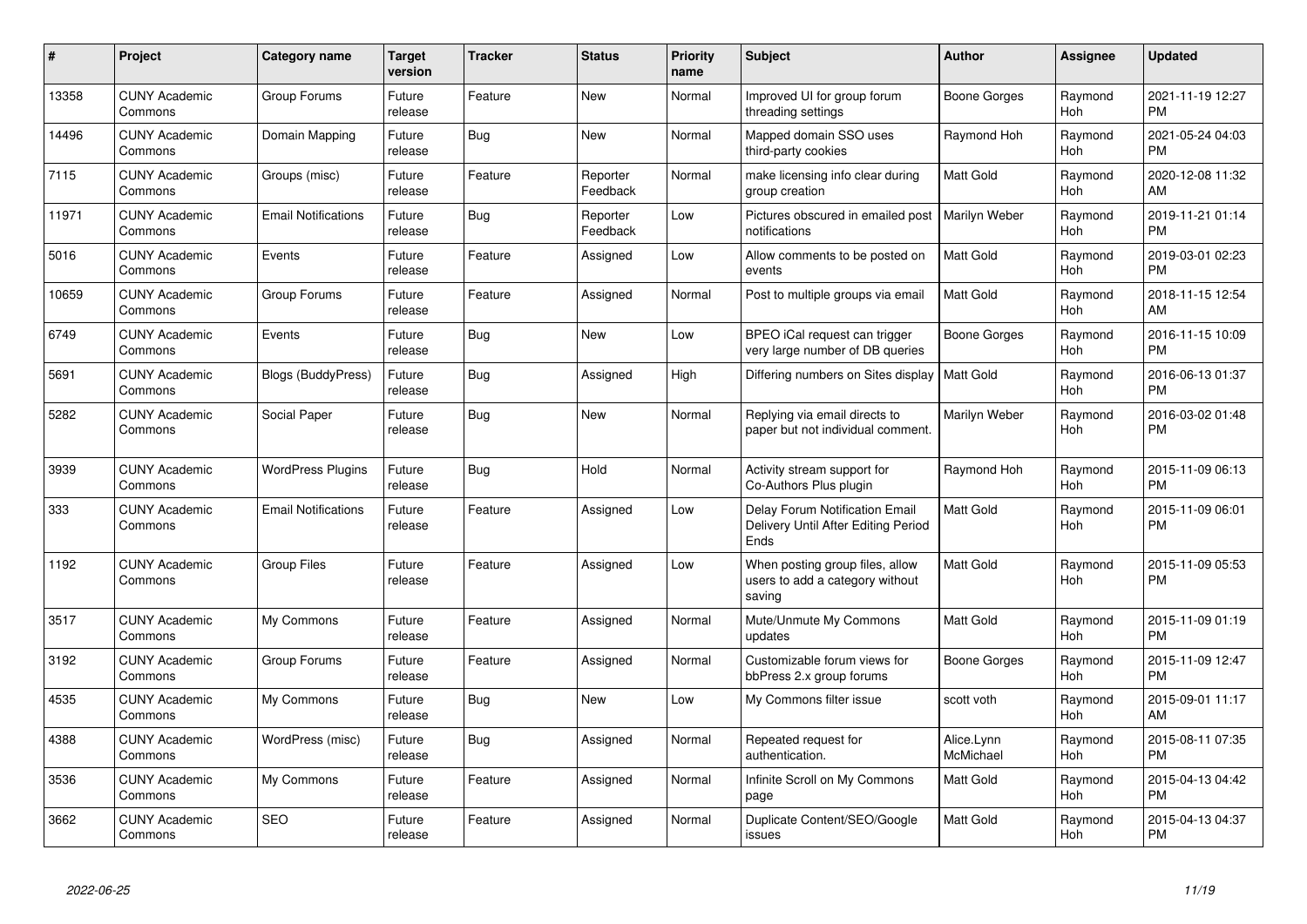| # | Project | Category name | Target version | Tracker | Status | Priority name | Subject | Author | Assignee | Updated |
|---|---|---|---|---|---|---|---|---|---|---|
| 13358 | CUNY Academic Commons | Group Forums | Future release | Feature | New | Normal | Improved UI for group forum threading settings | Boone Gorges | Raymond Hoh | 2021-11-19 12:27 PM |
| 14496 | CUNY Academic Commons | Domain Mapping | Future release | Bug | New | Normal | Mapped domain SSO uses third-party cookies | Raymond Hoh | Raymond Hoh | 2021-05-24 04:03 PM |
| 7115 | CUNY Academic Commons | Groups (misc) | Future release | Feature | Reporter Feedback | Normal | make licensing info clear during group creation | Matt Gold | Raymond Hoh | 2020-12-08 11:32 AM |
| 11971 | CUNY Academic Commons | Email Notifications | Future release | Bug | Reporter Feedback | Low | Pictures obscured in emailed post notifications | Marilyn Weber | Raymond Hoh | 2019-11-21 01:14 PM |
| 5016 | CUNY Academic Commons | Events | Future release | Feature | Assigned | Low | Allow comments to be posted on events | Matt Gold | Raymond Hoh | 2019-03-01 02:23 PM |
| 10659 | CUNY Academic Commons | Group Forums | Future release | Feature | Assigned | Normal | Post to multiple groups via email | Matt Gold | Raymond Hoh | 2018-11-15 12:54 AM |
| 6749 | CUNY Academic Commons | Events | Future release | Bug | New | Low | BPEO iCal request can trigger very large number of DB queries | Boone Gorges | Raymond Hoh | 2016-11-15 10:09 PM |
| 5691 | CUNY Academic Commons | Blogs (BuddyPress) | Future release | Bug | Assigned | High | Differing numbers on Sites display | Matt Gold | Raymond Hoh | 2016-06-13 01:37 PM |
| 5282 | CUNY Academic Commons | Social Paper | Future release | Bug | New | Normal | Replying via email directs to paper but not individual comment. | Marilyn Weber | Raymond Hoh | 2016-03-02 01:48 PM |
| 3939 | CUNY Academic Commons | WordPress Plugins | Future release | Bug | Hold | Normal | Activity stream support for Co-Authors Plus plugin | Raymond Hoh | Raymond Hoh | 2015-11-09 06:13 PM |
| 333 | CUNY Academic Commons | Email Notifications | Future release | Feature | Assigned | Low | Delay Forum Notification Email Delivery Until After Editing Period Ends | Matt Gold | Raymond Hoh | 2015-11-09 06:01 PM |
| 1192 | CUNY Academic Commons | Group Files | Future release | Feature | Assigned | Low | When posting group files, allow users to add a category without saving | Matt Gold | Raymond Hoh | 2015-11-09 05:53 PM |
| 3517 | CUNY Academic Commons | My Commons | Future release | Feature | Assigned | Normal | Mute/Unmute My Commons updates | Matt Gold | Raymond Hoh | 2015-11-09 01:19 PM |
| 3192 | CUNY Academic Commons | Group Forums | Future release | Feature | Assigned | Normal | Customizable forum views for bbPress 2.x group forums | Boone Gorges | Raymond Hoh | 2015-11-09 12:47 PM |
| 4535 | CUNY Academic Commons | My Commons | Future release | Bug | New | Low | My Commons filter issue | scott voth | Raymond Hoh | 2015-09-01 11:17 AM |
| 4388 | CUNY Academic Commons | WordPress (misc) | Future release | Bug | Assigned | Normal | Repeated request for authentication. | Alice.Lynn McMichael | Raymond Hoh | 2015-08-11 07:35 PM |
| 3536 | CUNY Academic Commons | My Commons | Future release | Feature | Assigned | Normal | Infinite Scroll on My Commons page | Matt Gold | Raymond Hoh | 2015-04-13 04:42 PM |
| 3662 | CUNY Academic Commons | SEO | Future release | Feature | Assigned | Normal | Duplicate Content/SEO/Google issues | Matt Gold | Raymond Hoh | 2015-04-13 04:37 PM |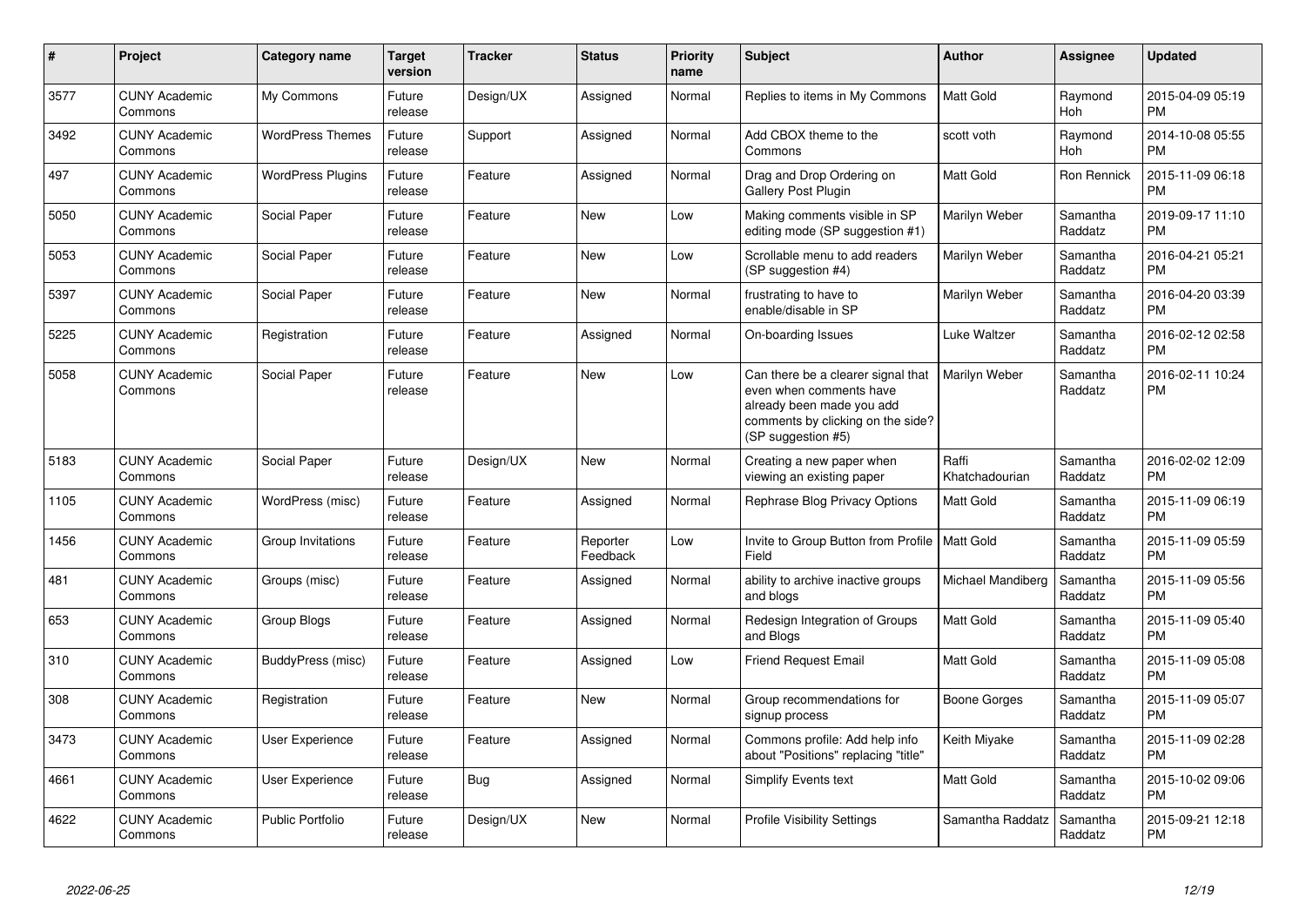| # | Project | Category name | Target version | Tracker | Status | Priority name | Subject | Author | Assignee | Updated |
|---|---|---|---|---|---|---|---|---|---|---|
| 3577 | CUNY Academic Commons | My Commons | Future release | Design/UX | Assigned | Normal | Replies to items in My Commons | Matt Gold | Raymond Hoh | 2015-04-09 05:19 PM |
| 3492 | CUNY Academic Commons | WordPress Themes | Future release | Support | Assigned | Normal | Add CBOX theme to the Commons | scott voth | Raymond Hoh | 2014-10-08 05:55 PM |
| 497 | CUNY Academic Commons | WordPress Plugins | Future release | Feature | Assigned | Normal | Drag and Drop Ordering on Gallery Post Plugin | Matt Gold | Ron Rennick | 2015-11-09 06:18 PM |
| 5050 | CUNY Academic Commons | Social Paper | Future release | Feature | New | Low | Making comments visible in SP editing mode (SP suggestion #1) | Marilyn Weber | Samantha Raddatz | 2019-09-17 11:10 PM |
| 5053 | CUNY Academic Commons | Social Paper | Future release | Feature | New | Low | Scrollable menu to add readers (SP suggestion #4) | Marilyn Weber | Samantha Raddatz | 2016-04-21 05:21 PM |
| 5397 | CUNY Academic Commons | Social Paper | Future release | Feature | New | Normal | frustrating to have to enable/disable in SP | Marilyn Weber | Samantha Raddatz | 2016-04-20 03:39 PM |
| 5225 | CUNY Academic Commons | Registration | Future release | Feature | Assigned | Normal | On-boarding Issues | Luke Waltzer | Samantha Raddatz | 2016-02-12 02:58 PM |
| 5058 | CUNY Academic Commons | Social Paper | Future release | Feature | New | Low | Can there be a clearer signal that even when comments have already been made you add comments by clicking on the side? (SP suggestion #5) | Marilyn Weber | Samantha Raddatz | 2016-02-11 10:24 PM |
| 5183 | CUNY Academic Commons | Social Paper | Future release | Design/UX | New | Normal | Creating a new paper when viewing an existing paper | Raffi Khatchadourian | Samantha Raddatz | 2016-02-02 12:09 PM |
| 1105 | CUNY Academic Commons | WordPress (misc) | Future release | Feature | Assigned | Normal | Rephrase Blog Privacy Options | Matt Gold | Samantha Raddatz | 2015-11-09 06:19 PM |
| 1456 | CUNY Academic Commons | Group Invitations | Future release | Feature | Reporter Feedback | Low | Invite to Group Button from Profile Field | Matt Gold | Samantha Raddatz | 2015-11-09 05:59 PM |
| 481 | CUNY Academic Commons | Groups (misc) | Future release | Feature | Assigned | Normal | ability to archive inactive groups and blogs | Michael Mandiberg | Samantha Raddatz | 2015-11-09 05:56 PM |
| 653 | CUNY Academic Commons | Group Blogs | Future release | Feature | Assigned | Normal | Redesign Integration of Groups and Blogs | Matt Gold | Samantha Raddatz | 2015-11-09 05:40 PM |
| 310 | CUNY Academic Commons | BuddyPress (misc) | Future release | Feature | Assigned | Low | Friend Request Email | Matt Gold | Samantha Raddatz | 2015-11-09 05:08 PM |
| 308 | CUNY Academic Commons | Registration | Future release | Feature | New | Normal | Group recommendations for signup process | Boone Gorges | Samantha Raddatz | 2015-11-09 05:07 PM |
| 3473 | CUNY Academic Commons | User Experience | Future release | Feature | Assigned | Normal | Commons profile: Add help info about "Positions" replacing "title" | Keith Miyake | Samantha Raddatz | 2015-11-09 02:28 PM |
| 4661 | CUNY Academic Commons | User Experience | Future release | Bug | Assigned | Normal | Simplify Events text | Matt Gold | Samantha Raddatz | 2015-10-02 09:06 PM |
| 4622 | CUNY Academic Commons | Public Portfolio | Future release | Design/UX | New | Normal | Profile Visibility Settings | Samantha Raddatz | Samantha Raddatz | 2015-09-21 12:18 PM |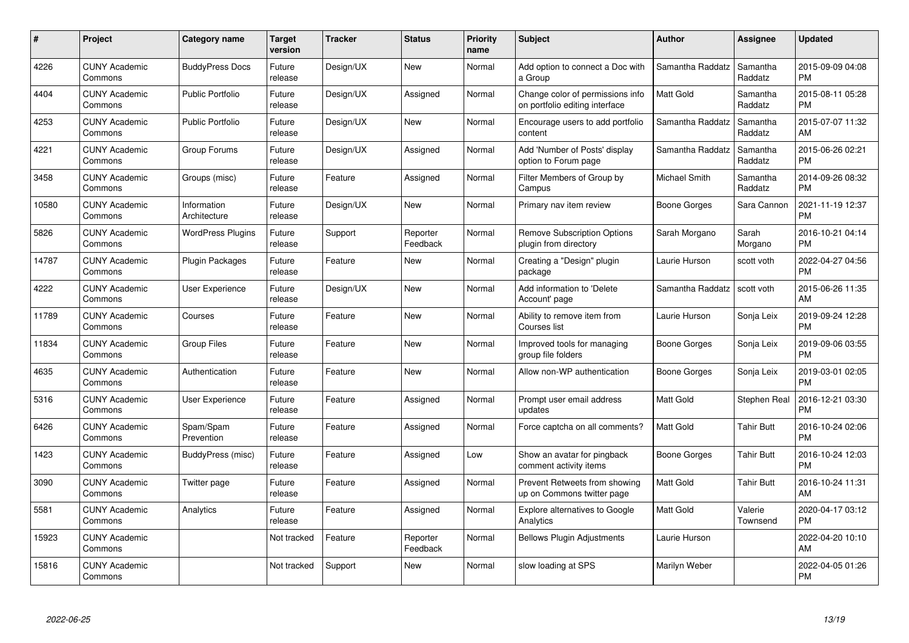| # | Project | Category name | Target version | Tracker | Status | Priority name | Subject | Author | Assignee | Updated |
|---|---|---|---|---|---|---|---|---|---|---|
| 4226 | CUNY Academic Commons | BuddyPress Docs | Future release | Design/UX | New | Normal | Add option to connect a Doc with a Group | Samantha Raddatz | Samantha Raddatz | 2015-09-09 04:08 PM |
| 4404 | CUNY Academic Commons | Public Portfolio | Future release | Design/UX | Assigned | Normal | Change color of permissions info on portfolio editing interface | Matt Gold | Samantha Raddatz | 2015-08-11 05:28 PM |
| 4253 | CUNY Academic Commons | Public Portfolio | Future release | Design/UX | New | Normal | Encourage users to add portfolio content | Samantha Raddatz | Samantha Raddatz | 2015-07-07 11:32 AM |
| 4221 | CUNY Academic Commons | Group Forums | Future release | Design/UX | Assigned | Normal | Add 'Number of Posts' display option to Forum page | Samantha Raddatz | Samantha Raddatz | 2015-06-26 02:21 PM |
| 3458 | CUNY Academic Commons | Groups (misc) | Future release | Feature | Assigned | Normal | Filter Members of Group by Campus | Michael Smith | Samantha Raddatz | 2014-09-26 08:32 PM |
| 10580 | CUNY Academic Commons | Information Architecture | Future release | Design/UX | New | Normal | Primary nav item review | Boone Gorges | Sara Cannon | 2021-11-19 12:37 PM |
| 5826 | CUNY Academic Commons | WordPress Plugins | Future release | Support | Reporter Feedback | Normal | Remove Subscription Options plugin from directory | Sarah Morgano | Sarah Morgano | 2016-10-21 04:14 PM |
| 14787 | CUNY Academic Commons | Plugin Packages | Future release | Feature | New | Normal | Creating a "Design" plugin package | Laurie Hurson | scott voth | 2022-04-27 04:56 PM |
| 4222 | CUNY Academic Commons | User Experience | Future release | Design/UX | New | Normal | Add information to 'Delete Account' page | Samantha Raddatz | scott voth | 2015-06-26 11:35 AM |
| 11789 | CUNY Academic Commons | Courses | Future release | Feature | New | Normal | Ability to remove item from Courses list | Laurie Hurson | Sonja Leix | 2019-09-24 12:28 PM |
| 11834 | CUNY Academic Commons | Group Files | Future release | Feature | New | Normal | Improved tools for managing group file folders | Boone Gorges | Sonja Leix | 2019-09-06 03:55 PM |
| 4635 | CUNY Academic Commons | Authentication | Future release | Feature | New | Normal | Allow non-WP authentication | Boone Gorges | Sonja Leix | 2019-03-01 02:05 PM |
| 5316 | CUNY Academic Commons | User Experience | Future release | Feature | Assigned | Normal | Prompt user email address updates | Matt Gold | Stephen Real | 2016-12-21 03:30 PM |
| 6426 | CUNY Academic Commons | Spam/Spam Prevention | Future release | Feature | Assigned | Normal | Force captcha on all comments? | Matt Gold | Tahir Butt | 2016-10-24 02:06 PM |
| 1423 | CUNY Academic Commons | BuddyPress (misc) | Future release | Feature | Assigned | Low | Show an avatar for pingback comment activity items | Boone Gorges | Tahir Butt | 2016-10-24 12:03 PM |
| 3090 | CUNY Academic Commons | Twitter page | Future release | Feature | Assigned | Normal | Prevent Retweets from showing up on Commons twitter page | Matt Gold | Tahir Butt | 2016-10-24 11:31 AM |
| 5581 | CUNY Academic Commons | Analytics | Future release | Feature | Assigned | Normal | Explore alternatives to Google Analytics | Matt Gold | Valerie Townsend | 2020-04-17 03:12 PM |
| 15923 | CUNY Academic Commons | | Not tracked | Feature | Reporter Feedback | Normal | Bellows Plugin Adjustments | Laurie Hurson | | 2022-04-20 10:10 AM |
| 15816 | CUNY Academic Commons | | Not tracked | Support | New | Normal | slow loading at SPS | Marilyn Weber | | 2022-04-05 01:26 PM |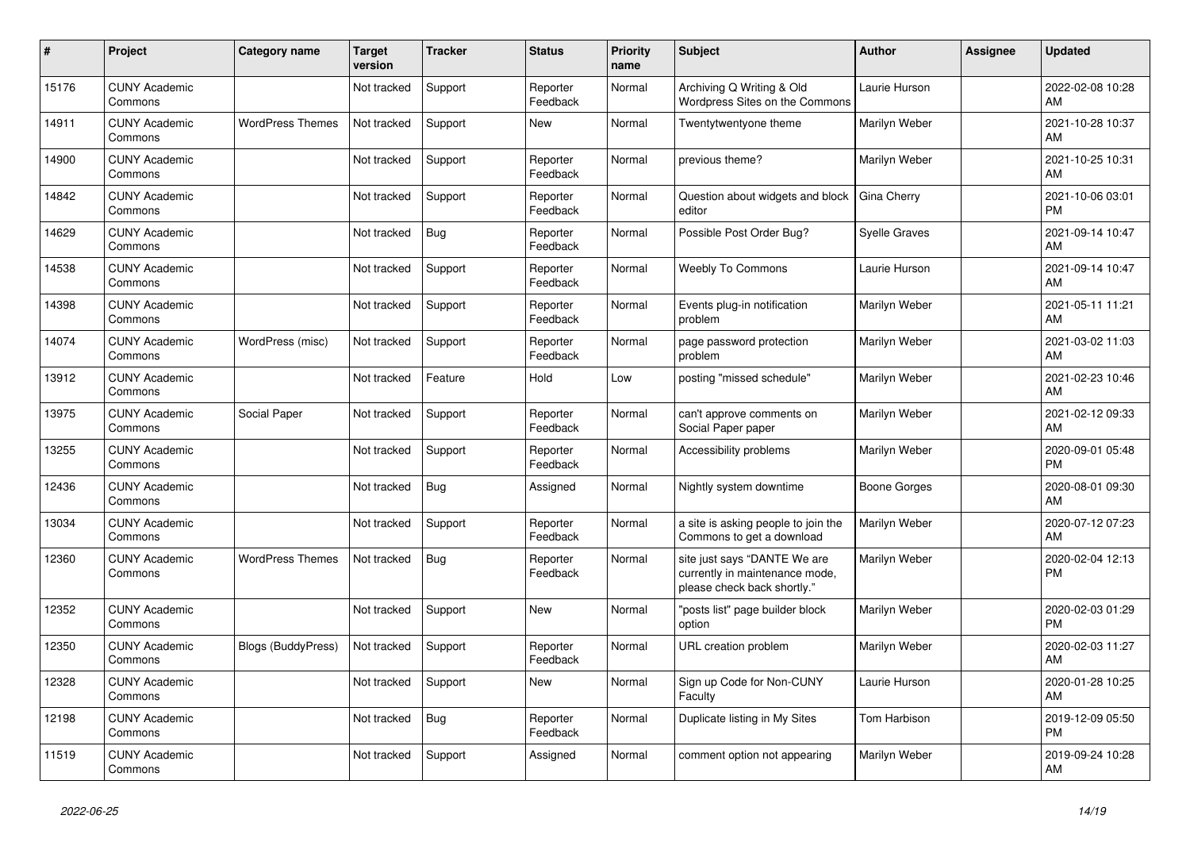| # | Project | Category name | Target version | Tracker | Status | Priority name | Subject | Author | Assignee | Updated |
|---|---|---|---|---|---|---|---|---|---|---|
| 15176 | CUNY Academic Commons | | Not tracked | Support | Reporter Feedback | Normal | Archiving Q Writing & Old Wordpress Sites on the Commons | Laurie Hurson | | 2022-02-08 10:28 AM |
| 14911 | CUNY Academic Commons | WordPress Themes | Not tracked | Support | New | Normal | Twentytwentyone theme | Marilyn Weber | | 2021-10-28 10:37 AM |
| 14900 | CUNY Academic Commons | | Not tracked | Support | Reporter Feedback | Normal | previous theme? | Marilyn Weber | | 2021-10-25 10:31 AM |
| 14842 | CUNY Academic Commons | | Not tracked | Support | Reporter Feedback | Normal | Question about widgets and block editor | Gina Cherry | | 2021-10-06 03:01 PM |
| 14629 | CUNY Academic Commons | | Not tracked | Bug | Reporter Feedback | Normal | Possible Post Order Bug? | Syelle Graves | | 2021-09-14 10:47 AM |
| 14538 | CUNY Academic Commons | | Not tracked | Support | Reporter Feedback | Normal | Weebly To Commons | Laurie Hurson | | 2021-09-14 10:47 AM |
| 14398 | CUNY Academic Commons | | Not tracked | Support | Reporter Feedback | Normal | Events plug-in notification problem | Marilyn Weber | | 2021-05-11 11:21 AM |
| 14074 | CUNY Academic Commons | WordPress (misc) | Not tracked | Support | Reporter Feedback | Normal | page password protection problem | Marilyn Weber | | 2021-03-02 11:03 AM |
| 13912 | CUNY Academic Commons | | Not tracked | Feature | Hold | Low | posting "missed schedule" | Marilyn Weber | | 2021-02-23 10:46 AM |
| 13975 | CUNY Academic Commons | Social Paper | Not tracked | Support | Reporter Feedback | Normal | can't approve comments on Social Paper paper | Marilyn Weber | | 2021-02-12 09:33 AM |
| 13255 | CUNY Academic Commons | | Not tracked | Support | Reporter Feedback | Normal | Accessibility problems | Marilyn Weber | | 2020-09-01 05:48 PM |
| 12436 | CUNY Academic Commons | | Not tracked | Bug | Assigned | Normal | Nightly system downtime | Boone Gorges | | 2020-08-01 09:30 AM |
| 13034 | CUNY Academic Commons | | Not tracked | Support | Reporter Feedback | Normal | a site is asking people to join the Commons to get a download | Marilyn Weber | | 2020-07-12 07:23 AM |
| 12360 | CUNY Academic Commons | WordPress Themes | Not tracked | Bug | Reporter Feedback | Normal | site just says "DANTE We are currently in maintenance mode, please check back shortly." | Marilyn Weber | | 2020-02-04 12:13 PM |
| 12352 | CUNY Academic Commons | | Not tracked | Support | New | Normal | "posts list" page builder block option | Marilyn Weber | | 2020-02-03 01:29 PM |
| 12350 | CUNY Academic Commons | Blogs (BuddyPress) | Not tracked | Support | Reporter Feedback | Normal | URL creation problem | Marilyn Weber | | 2020-02-03 11:27 AM |
| 12328 | CUNY Academic Commons | | Not tracked | Support | New | Normal | Sign up Code for Non-CUNY Faculty | Laurie Hurson | | 2020-01-28 10:25 AM |
| 12198 | CUNY Academic Commons | | Not tracked | Bug | Reporter Feedback | Normal | Duplicate listing in My Sites | Tom Harbison | | 2019-12-09 05:50 PM |
| 11519 | CUNY Academic Commons | | Not tracked | Support | Assigned | Normal | comment option not appearing | Marilyn Weber | | 2019-09-24 10:28 AM |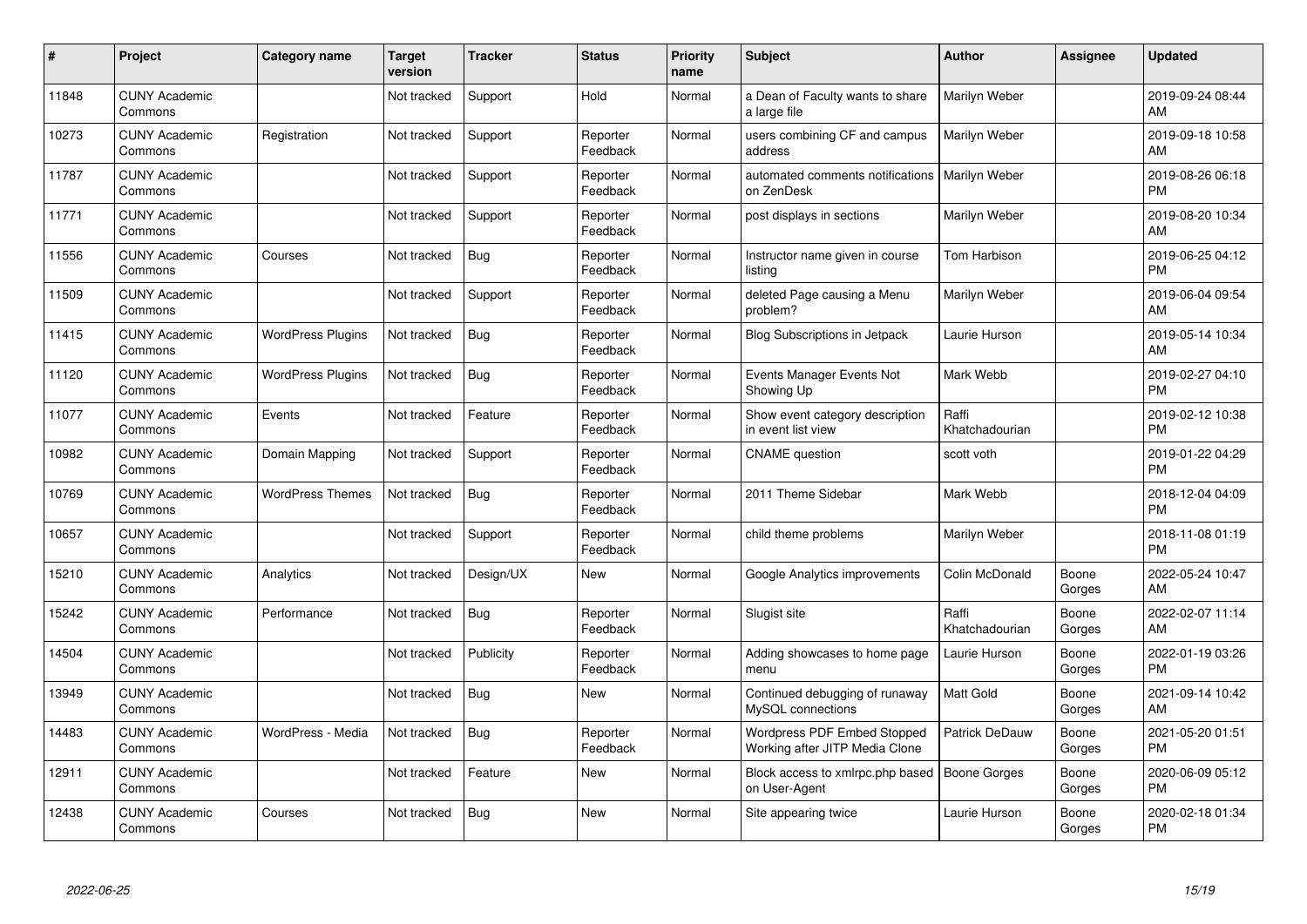| # | Project | Category name | Target version | Tracker | Status | Priority name | Subject | Author | Assignee | Updated |
|---|---|---|---|---|---|---|---|---|---|---|
| 11848 | CUNY Academic Commons | | Not tracked | Support | Hold | Normal | a Dean of Faculty wants to share a large file | Marilyn Weber | | 2019-09-24 08:44 AM |
| 10273 | CUNY Academic Commons | Registration | Not tracked | Support | Reporter Feedback | Normal | users combining CF and campus address | Marilyn Weber | | 2019-09-18 10:58 AM |
| 11787 | CUNY Academic Commons | | Not tracked | Support | Reporter Feedback | Normal | automated comments notifications on ZenDesk | Marilyn Weber | | 2019-08-26 06:18 PM |
| 11771 | CUNY Academic Commons | | Not tracked | Support | Reporter Feedback | Normal | post displays in sections | Marilyn Weber | | 2019-08-20 10:34 AM |
| 11556 | CUNY Academic Commons | Courses | Not tracked | Bug | Reporter Feedback | Normal | Instructor name given in course listing | Tom Harbison | | 2019-06-25 04:12 PM |
| 11509 | CUNY Academic Commons | | Not tracked | Support | Reporter Feedback | Normal | deleted Page causing a Menu problem? | Marilyn Weber | | 2019-06-04 09:54 AM |
| 11415 | CUNY Academic Commons | WordPress Plugins | Not tracked | Bug | Reporter Feedback | Normal | Blog Subscriptions in Jetpack | Laurie Hurson | | 2019-05-14 10:34 AM |
| 11120 | CUNY Academic Commons | WordPress Plugins | Not tracked | Bug | Reporter Feedback | Normal | Events Manager Events Not Showing Up | Mark Webb | | 2019-02-27 04:10 PM |
| 11077 | CUNY Academic Commons | Events | Not tracked | Feature | Reporter Feedback | Normal | Show event category description in event list view | Raffi Khatchadourian | | 2019-02-12 10:38 PM |
| 10982 | CUNY Academic Commons | Domain Mapping | Not tracked | Support | Reporter Feedback | Normal | CNAME question | scott voth | | 2019-01-22 04:29 PM |
| 10769 | CUNY Academic Commons | WordPress Themes | Not tracked | Bug | Reporter Feedback | Normal | 2011 Theme Sidebar | Mark Webb | | 2018-12-04 04:09 PM |
| 10657 | CUNY Academic Commons | | Not tracked | Support | Reporter Feedback | Normal | child theme problems | Marilyn Weber | | 2018-11-08 01:19 PM |
| 15210 | CUNY Academic Commons | Analytics | Not tracked | Design/UX | New | Normal | Google Analytics improvements | Colin McDonald | Boone Gorges | 2022-05-24 10:47 AM |
| 15242 | CUNY Academic Commons | Performance | Not tracked | Bug | Reporter Feedback | Normal | Slugist site | Raffi Khatchadourian | Boone Gorges | 2022-02-07 11:14 AM |
| 14504 | CUNY Academic Commons | | Not tracked | Publicity | Reporter Feedback | Normal | Adding showcases to home page menu | Laurie Hurson | Boone Gorges | 2022-01-19 03:26 PM |
| 13949 | CUNY Academic Commons | | Not tracked | Bug | New | Normal | Continued debugging of runaway MySQL connections | Matt Gold | Boone Gorges | 2021-09-14 10:42 AM |
| 14483 | CUNY Academic Commons | WordPress - Media | Not tracked | Bug | Reporter Feedback | Normal | Wordpress PDF Embed Stopped Working after JITP Media Clone | Patrick DeDauw | Boone Gorges | 2021-05-20 01:51 PM |
| 12911 | CUNY Academic Commons | | Not tracked | Feature | New | Normal | Block access to xmlrpc.php based on User-Agent | Boone Gorges | Boone Gorges | 2020-06-09 05:12 PM |
| 12438 | CUNY Academic Commons | Courses | Not tracked | Bug | New | Normal | Site appearing twice | Laurie Hurson | Boone Gorges | 2020-02-18 01:34 PM |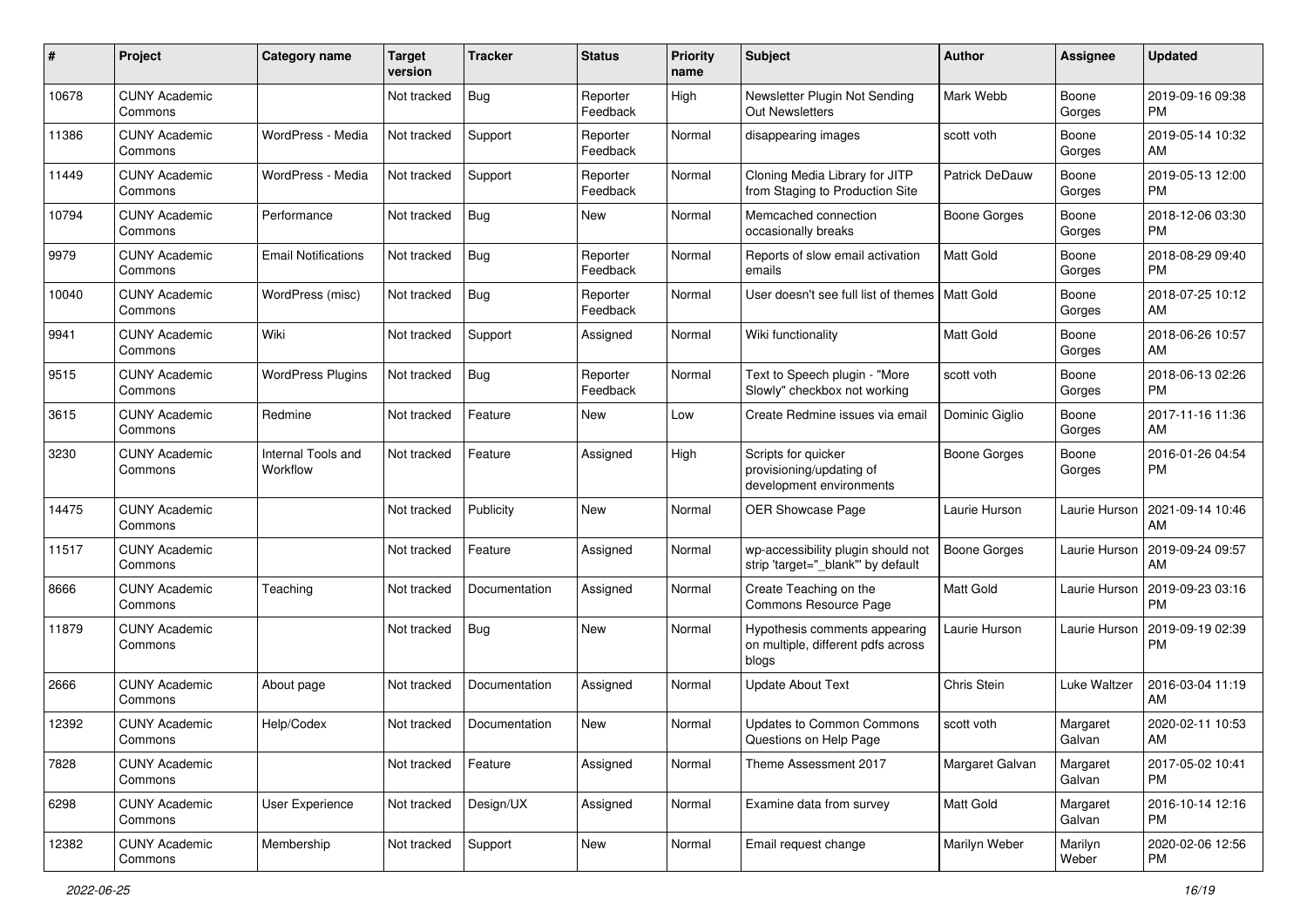| # | Project | Category name | Target version | Tracker | Status | Priority name | Subject | Author | Assignee | Updated |
|---|---|---|---|---|---|---|---|---|---|---|
| 10678 | CUNY Academic Commons | | Not tracked | Bug | Reporter Feedback | High | Newsletter Plugin Not Sending Out Newsletters | Mark Webb | Boone Gorges | 2019-09-16 09:38 PM |
| 11386 | CUNY Academic Commons | WordPress - Media | Not tracked | Support | Reporter Feedback | Normal | disappearing images | scott voth | Boone Gorges | 2019-05-14 10:32 AM |
| 11449 | CUNY Academic Commons | WordPress - Media | Not tracked | Support | Reporter Feedback | Normal | Cloning Media Library for JITP from Staging to Production Site | Patrick DeDauw | Boone Gorges | 2019-05-13 12:00 PM |
| 10794 | CUNY Academic Commons | Performance | Not tracked | Bug | New | Normal | Memcached connection occasionally breaks | Boone Gorges | Boone Gorges | 2018-12-06 03:30 PM |
| 9979 | CUNY Academic Commons | Email Notifications | Not tracked | Bug | Reporter Feedback | Normal | Reports of slow email activation emails | Matt Gold | Boone Gorges | 2018-08-29 09:40 PM |
| 10040 | CUNY Academic Commons | WordPress (misc) | Not tracked | Bug | Reporter Feedback | Normal | User doesn't see full list of themes | Matt Gold | Boone Gorges | 2018-07-25 10:12 AM |
| 9941 | CUNY Academic Commons | Wiki | Not tracked | Support | Assigned | Normal | Wiki functionality | Matt Gold | Boone Gorges | 2018-06-26 10:57 AM |
| 9515 | CUNY Academic Commons | WordPress Plugins | Not tracked | Bug | Reporter Feedback | Normal | Text to Speech plugin - "More Slowly" checkbox not working | scott voth | Boone Gorges | 2018-06-13 02:26 PM |
| 3615 | CUNY Academic Commons | Redmine | Not tracked | Feature | New | Low | Create Redmine issues via email | Dominic Giglio | Boone Gorges | 2017-11-16 11:36 AM |
| 3230 | CUNY Academic Commons | Internal Tools and Workflow | Not tracked | Feature | Assigned | High | Scripts for quicker provisioning/updating of development environments | Boone Gorges | Boone Gorges | 2016-01-26 04:54 PM |
| 14475 | CUNY Academic Commons | | Not tracked | Publicity | New | Normal | OER Showcase Page | Laurie Hurson | Laurie Hurson | 2021-09-14 10:46 AM |
| 11517 | CUNY Academic Commons | | Not tracked | Feature | Assigned | Normal | wp-accessibility plugin should not strip 'target="_blank"' by default | Boone Gorges | Laurie Hurson | 2019-09-24 09:57 AM |
| 8666 | CUNY Academic Commons | Teaching | Not tracked | Documentation | Assigned | Normal | Create Teaching on the Commons Resource Page | Matt Gold | Laurie Hurson | 2019-09-23 03:16 PM |
| 11879 | CUNY Academic Commons | | Not tracked | Bug | New | Normal | Hypothesis comments appearing on multiple, different pdfs across blogs | Laurie Hurson | Laurie Hurson | 2019-09-19 02:39 PM |
| 2666 | CUNY Academic Commons | About page | Not tracked | Documentation | Assigned | Normal | Update About Text | Chris Stein | Luke Waltzer | 2016-03-04 11:19 AM |
| 12392 | CUNY Academic Commons | Help/Codex | Not tracked | Documentation | New | Normal | Updates to Common Commons Questions on Help Page | scott voth | Margaret Galvan | 2020-02-11 10:53 AM |
| 7828 | CUNY Academic Commons | | Not tracked | Feature | Assigned | Normal | Theme Assessment 2017 | Margaret Galvan | Margaret Galvan | 2017-05-02 10:41 PM |
| 6298 | CUNY Academic Commons | User Experience | Not tracked | Design/UX | Assigned | Normal | Examine data from survey | Matt Gold | Margaret Galvan | 2016-10-14 12:16 PM |
| 12382 | CUNY Academic Commons | Membership | Not tracked | Support | New | Normal | Email request change | Marilyn Weber | Marilyn Weber | 2020-02-06 12:56 PM |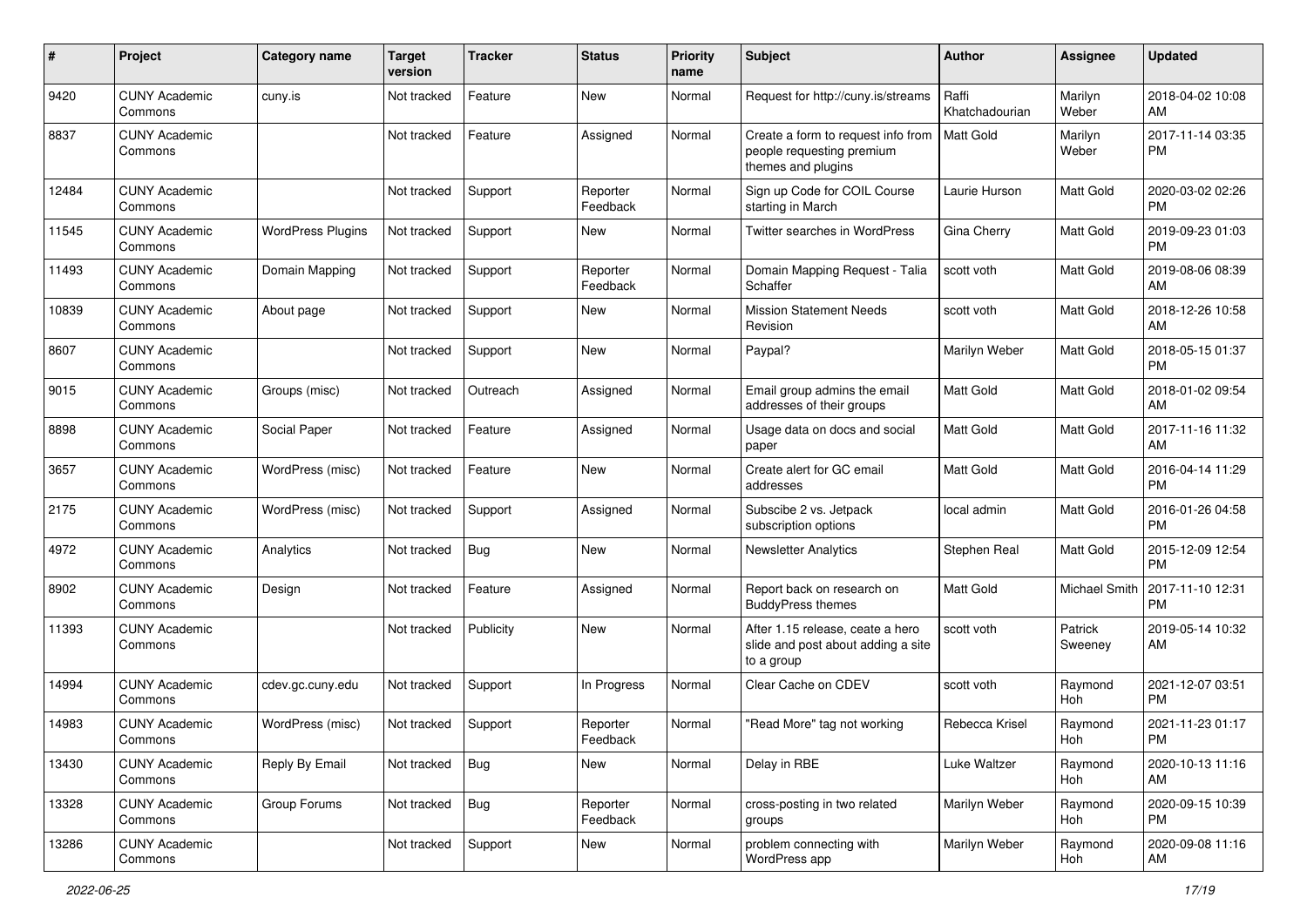| # | Project | Category name | Target version | Tracker | Status | Priority name | Subject | Author | Assignee | Updated |
|---|---|---|---|---|---|---|---|---|---|---|
| 9420 | CUNY Academic Commons | cuny.is | Not tracked | Feature | New | Normal | Request for http://cuny.is/streams | Raffi Khatchadourian | Marilyn Weber | 2018-04-02 10:08 AM |
| 8837 | CUNY Academic Commons | | Not tracked | Feature | Assigned | Normal | Create a form to request info from people requesting premium themes and plugins | Matt Gold | Marilyn Weber | 2017-11-14 03:35 PM |
| 12484 | CUNY Academic Commons | | Not tracked | Support | Reporter Feedback | Normal | Sign up Code for COIL Course starting in March | Laurie Hurson | Matt Gold | 2020-03-02 02:26 PM |
| 11545 | CUNY Academic Commons | WordPress Plugins | Not tracked | Support | New | Normal | Twitter searches in WordPress | Gina Cherry | Matt Gold | 2019-09-23 01:03 PM |
| 11493 | CUNY Academic Commons | Domain Mapping | Not tracked | Support | Reporter Feedback | Normal | Domain Mapping Request - Talia Schaffer | scott voth | Matt Gold | 2019-08-06 08:39 AM |
| 10839 | CUNY Academic Commons | About page | Not tracked | Support | New | Normal | Mission Statement Needs Revision | scott voth | Matt Gold | 2018-12-26 10:58 AM |
| 8607 | CUNY Academic Commons | | Not tracked | Support | New | Normal | Paypal? | Marilyn Weber | Matt Gold | 2018-05-15 01:37 PM |
| 9015 | CUNY Academic Commons | Groups (misc) | Not tracked | Outreach | Assigned | Normal | Email group admins the email addresses of their groups | Matt Gold | Matt Gold | 2018-01-02 09:54 AM |
| 8898 | CUNY Academic Commons | Social Paper | Not tracked | Feature | Assigned | Normal | Usage data on docs and social paper | Matt Gold | Matt Gold | 2017-11-16 11:32 AM |
| 3657 | CUNY Academic Commons | WordPress (misc) | Not tracked | Feature | New | Normal | Create alert for GC email addresses | Matt Gold | Matt Gold | 2016-04-14 11:29 PM |
| 2175 | CUNY Academic Commons | WordPress (misc) | Not tracked | Support | Assigned | Normal | Subscibe 2 vs. Jetpack subscription options | local admin | Matt Gold | 2016-01-26 04:58 PM |
| 4972 | CUNY Academic Commons | Analytics | Not tracked | Bug | New | Normal | Newsletter Analytics | Stephen Real | Matt Gold | 2015-12-09 12:54 PM |
| 8902 | CUNY Academic Commons | Design | Not tracked | Feature | Assigned | Normal | Report back on research on BuddyPress themes | Matt Gold | Michael Smith | 2017-11-10 12:31 PM |
| 11393 | CUNY Academic Commons | | Not tracked | Publicity | New | Normal | After 1.15 release, ceate a hero slide and post about adding a site to a group | scott voth | Patrick Sweeney | 2019-05-14 10:32 AM |
| 14994 | CUNY Academic Commons | cdev.gc.cuny.edu | Not tracked | Support | In Progress | Normal | Clear Cache on CDEV | scott voth | Raymond Hoh | 2021-12-07 03:51 PM |
| 14983 | CUNY Academic Commons | WordPress (misc) | Not tracked | Support | Reporter Feedback | Normal | "Read More" tag not working | Rebecca Krisel | Raymond Hoh | 2021-11-23 01:17 PM |
| 13430 | CUNY Academic Commons | Reply By Email | Not tracked | Bug | New | Normal | Delay in RBE | Luke Waltzer | Raymond Hoh | 2020-10-13 11:16 AM |
| 13328 | CUNY Academic Commons | Group Forums | Not tracked | Bug | Reporter Feedback | Normal | cross-posting in two related groups | Marilyn Weber | Raymond Hoh | 2020-09-15 10:39 PM |
| 13286 | CUNY Academic Commons | | Not tracked | Support | New | Normal | problem connecting with WordPress app | Marilyn Weber | Raymond Hoh | 2020-09-08 11:16 AM |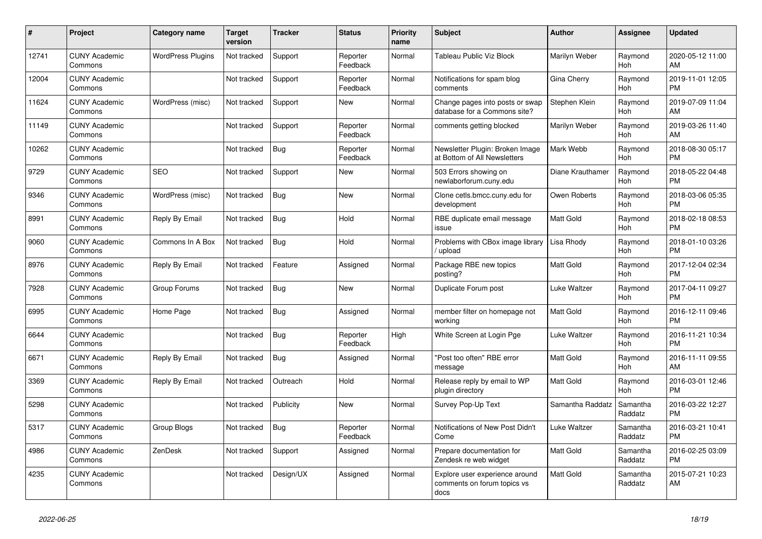| # | Project | Category name | Target version | Tracker | Status | Priority name | Subject | Author | Assignee | Updated |
|---|---|---|---|---|---|---|---|---|---|---|
| 12741 | CUNY Academic Commons | WordPress Plugins | Not tracked | Support | Reporter Feedback | Normal | Tableau Public Viz Block | Marilyn Weber | Raymond Hoh | 2020-05-12 11:00 AM |
| 12004 | CUNY Academic Commons | | Not tracked | Support | Reporter Feedback | Normal | Notifications for spam blog comments | Gina Cherry | Raymond Hoh | 2019-11-01 12:05 PM |
| 11624 | CUNY Academic Commons | WordPress (misc) | Not tracked | Support | New | Normal | Change pages into posts or swap database for a Commons site? | Stephen Klein | Raymond Hoh | 2019-07-09 11:04 AM |
| 11149 | CUNY Academic Commons | | Not tracked | Support | Reporter Feedback | Normal | comments getting blocked | Marilyn Weber | Raymond Hoh | 2019-03-26 11:40 AM |
| 10262 | CUNY Academic Commons | | Not tracked | Bug | Reporter Feedback | Normal | Newsletter Plugin: Broken Image at Bottom of All Newsletters | Mark Webb | Raymond Hoh | 2018-08-30 05:17 PM |
| 9729 | CUNY Academic Commons | SEO | Not tracked | Support | New | Normal | 503 Errors showing on newlaborforum.cuny.edu | Diane Krauthamer | Raymond Hoh | 2018-05-22 04:48 PM |
| 9346 | CUNY Academic Commons | WordPress (misc) | Not tracked | Bug | New | Normal | Clone cetls.bmcc.cuny.edu for development | Owen Roberts | Raymond Hoh | 2018-03-06 05:35 PM |
| 8991 | CUNY Academic Commons | Reply By Email | Not tracked | Bug | Hold | Normal | RBE duplicate email message issue | Matt Gold | Raymond Hoh | 2018-02-18 08:53 PM |
| 9060 | CUNY Academic Commons | Commons In A Box | Not tracked | Bug | Hold | Normal | Problems with CBox image library / upload | Lisa Rhody | Raymond Hoh | 2018-01-10 03:26 PM |
| 8976 | CUNY Academic Commons | Reply By Email | Not tracked | Feature | Assigned | Normal | Package RBE new topics posting? | Matt Gold | Raymond Hoh | 2017-12-04 02:34 PM |
| 7928 | CUNY Academic Commons | Group Forums | Not tracked | Bug | New | Normal | Duplicate Forum post | Luke Waltzer | Raymond Hoh | 2017-04-11 09:27 PM |
| 6995 | CUNY Academic Commons | Home Page | Not tracked | Bug | Assigned | Normal | member filter on homepage not working | Matt Gold | Raymond Hoh | 2016-12-11 09:46 PM |
| 6644 | CUNY Academic Commons | | Not tracked | Bug | Reporter Feedback | High | White Screen at Login Pge | Luke Waltzer | Raymond Hoh | 2016-11-21 10:34 PM |
| 6671 | CUNY Academic Commons | Reply By Email | Not tracked | Bug | Assigned | Normal | "Post too often" RBE error message | Matt Gold | Raymond Hoh | 2016-11-11 09:55 AM |
| 3369 | CUNY Academic Commons | Reply By Email | Not tracked | Outreach | Hold | Normal | Release reply by email to WP plugin directory | Matt Gold | Raymond Hoh | 2016-03-01 12:46 PM |
| 5298 | CUNY Academic Commons | | Not tracked | Publicity | New | Normal | Survey Pop-Up Text | Samantha Raddatz | Samantha Raddatz | 2016-03-22 12:27 PM |
| 5317 | CUNY Academic Commons | Group Blogs | Not tracked | Bug | Reporter Feedback | Normal | Notifications of New Post Didn't Come | Luke Waltzer | Samantha Raddatz | 2016-03-21 10:41 PM |
| 4986 | CUNY Academic Commons | ZenDesk | Not tracked | Support | Assigned | Normal | Prepare documentation for Zendesk re web widget | Matt Gold | Samantha Raddatz | 2016-02-25 03:09 PM |
| 4235 | CUNY Academic Commons | | Not tracked | Design/UX | Assigned | Normal | Explore user experience around comments on forum topics vs docs | Matt Gold | Samantha Raddatz | 2015-07-21 10:23 AM |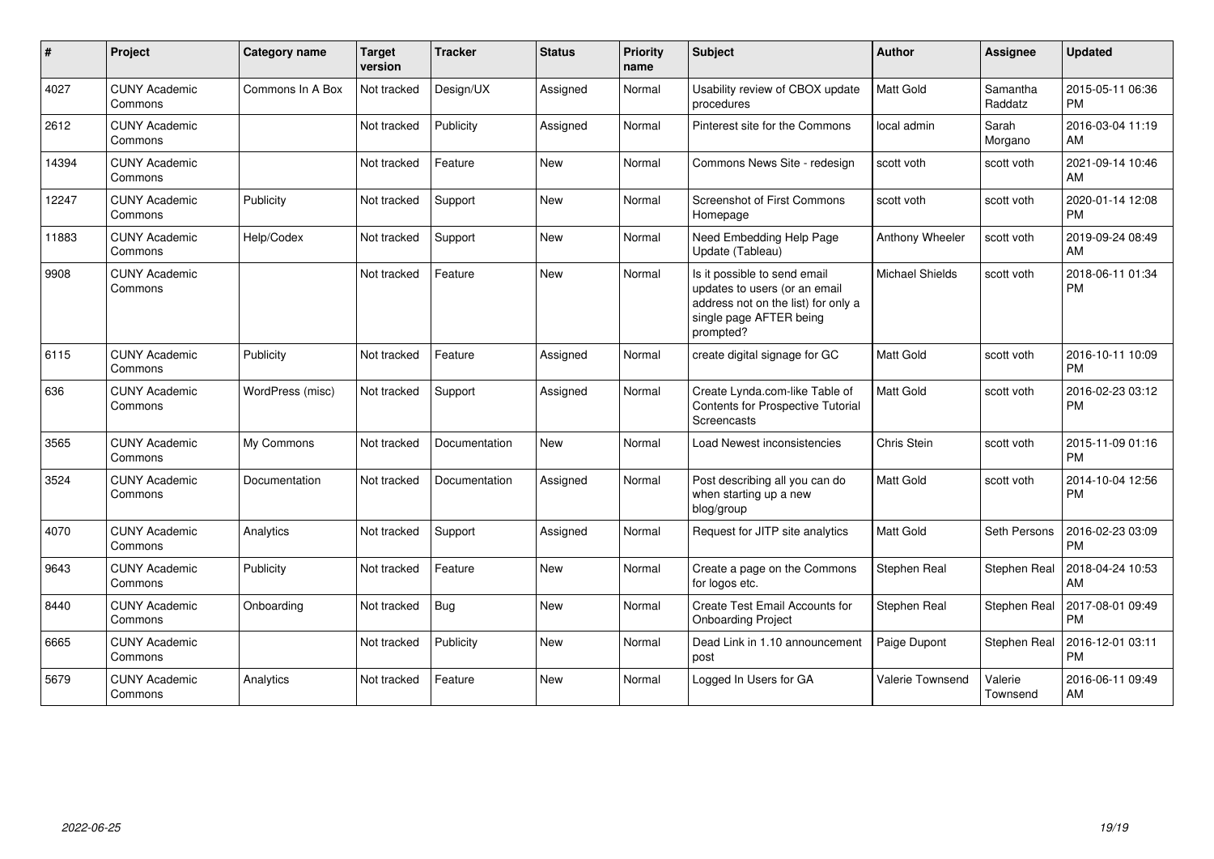| # | Project | Category name | Target version | Tracker | Status | Priority name | Subject | Author | Assignee | Updated |
|---|---|---|---|---|---|---|---|---|---|---|
| 4027 | CUNY Academic Commons | Commons In A Box | Not tracked | Design/UX | Assigned | Normal | Usability review of CBOX update procedures | Matt Gold | Samantha Raddatz | 2015-05-11 06:36 PM |
| 2612 | CUNY Academic Commons | | Not tracked | Publicity | Assigned | Normal | Pinterest site for the Commons | local admin | Sarah Morgano | 2016-03-04 11:19 AM |
| 14394 | CUNY Academic Commons | | Not tracked | Feature | New | Normal | Commons News Site - redesign | scott voth | scott voth | 2021-09-14 10:46 AM |
| 12247 | CUNY Academic Commons | Publicity | Not tracked | Support | New | Normal | Screenshot of First Commons Homepage | scott voth | scott voth | 2020-01-14 12:08 PM |
| 11883 | CUNY Academic Commons | Help/Codex | Not tracked | Support | New | Normal | Need Embedding Help Page Update (Tableau) | Anthony Wheeler | scott voth | 2019-09-24 08:49 AM |
| 9908 | CUNY Academic Commons | | Not tracked | Feature | New | Normal | Is it possible to send email updates to users (or an email address not on the list) for only a single page AFTER being prompted? | Michael Shields | scott voth | 2018-06-11 01:34 PM |
| 6115 | CUNY Academic Commons | Publicity | Not tracked | Feature | Assigned | Normal | create digital signage for GC | Matt Gold | scott voth | 2016-10-11 10:09 PM |
| 636 | CUNY Academic Commons | WordPress (misc) | Not tracked | Support | Assigned | Normal | Create Lynda.com-like Table of Contents for Prospective Tutorial Screencasts | Matt Gold | scott voth | 2016-02-23 03:12 PM |
| 3565 | CUNY Academic Commons | My Commons | Not tracked | Documentation | New | Normal | Load Newest inconsistencies | Chris Stein | scott voth | 2015-11-09 01:16 PM |
| 3524 | CUNY Academic Commons | Documentation | Not tracked | Documentation | Assigned | Normal | Post describing all you can do when starting up a new blog/group | Matt Gold | scott voth | 2014-10-04 12:56 PM |
| 4070 | CUNY Academic Commons | Analytics | Not tracked | Support | Assigned | Normal | Request for JITP site analytics | Matt Gold | Seth Persons | 2016-02-23 03:09 PM |
| 9643 | CUNY Academic Commons | Publicity | Not tracked | Feature | New | Normal | Create a page on the Commons for logos etc. | Stephen Real | Stephen Real | 2018-04-24 10:53 AM |
| 8440 | CUNY Academic Commons | Onboarding | Not tracked | Bug | New | Normal | Create Test Email Accounts for Onboarding Project | Stephen Real | Stephen Real | 2017-08-01 09:49 PM |
| 6665 | CUNY Academic Commons | | Not tracked | Publicity | New | Normal | Dead Link in 1.10 announcement post | Paige Dupont | Stephen Real | 2016-12-01 03:11 PM |
| 5679 | CUNY Academic Commons | Analytics | Not tracked | Feature | New | Normal | Logged In Users for GA | Valerie Townsend | Valerie Townsend | 2016-06-11 09:49 AM |